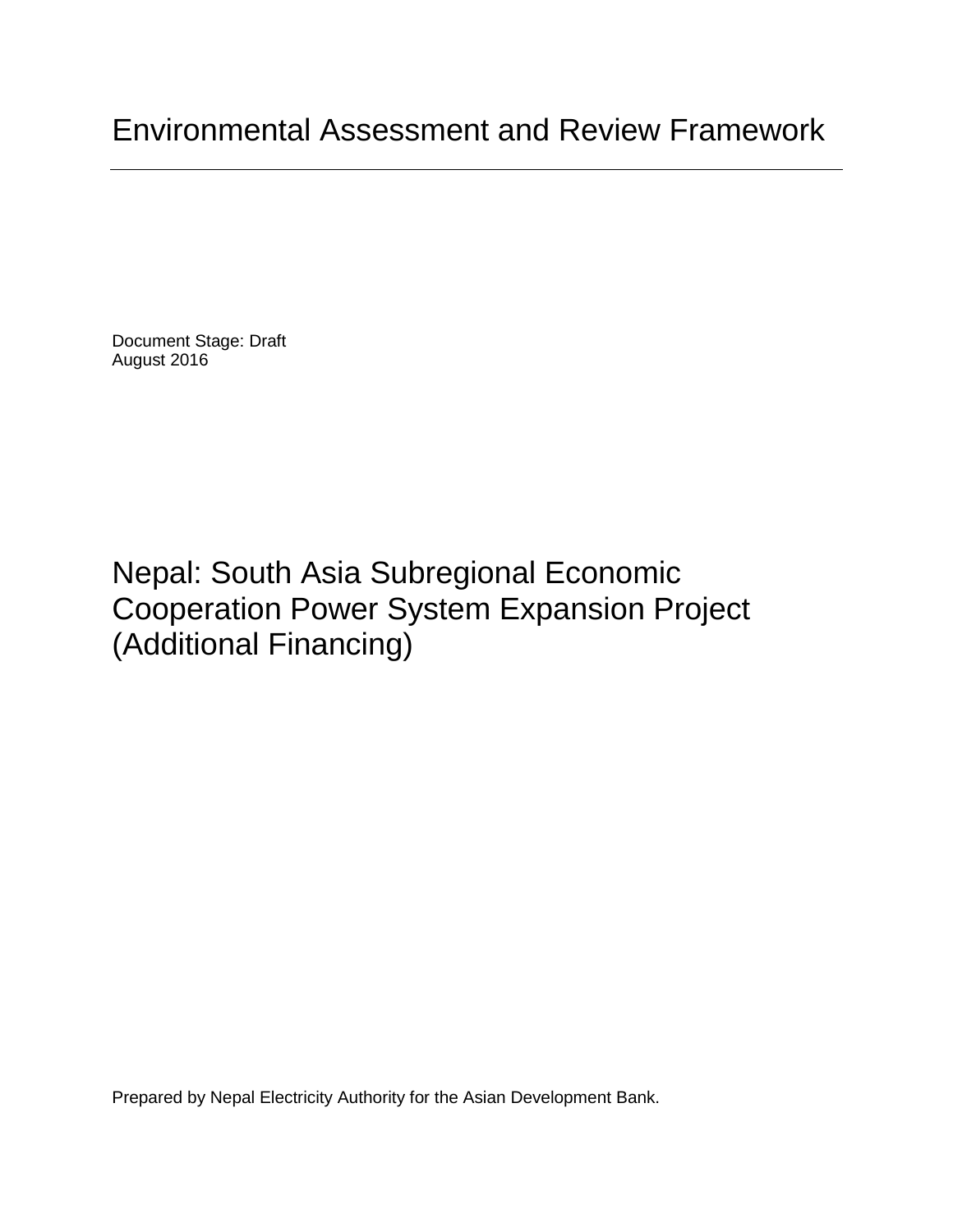# Environmental Assessment and Review Framework

Document Stage: Draft
August 2016

# Nepal: South Asia Subregional Economic Cooperation Power System Expansion Project (Additional Financing)

Prepared by Nepal Electricity Authority for the Asian Development Bank.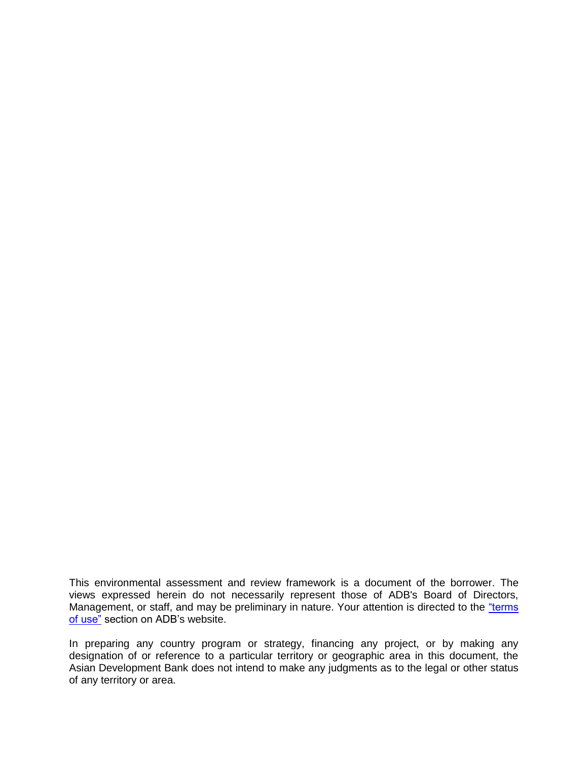This environmental assessment and review framework is a document of the borrower. The views expressed herein do not necessarily represent those of ADB's Board of Directors, Management, or staff, and may be preliminary in nature. Your attention is directed to the "terms of use" section on ADB's website.

In preparing any country program or strategy, financing any project, or by making any designation of or reference to a particular territory or geographic area in this document, the Asian Development Bank does not intend to make any judgments as to the legal or other status of any territory or area.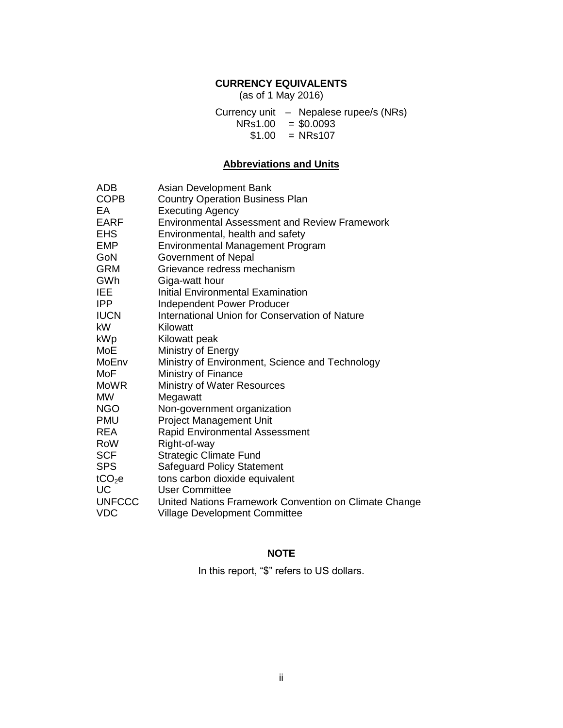## CURRENCY EQUIVALENTS

(as of 1 May 2016)

Currency unit – Nepalese rupee/s (NRs)
NRs1.00 = $0.0093
$1.00 = NRs107

## Abbreviations and Units

| | |
|---|---|
| ADB | Asian Development Bank |
| COPB | Country Operation Business Plan |
| EA | Executing Agency |
| EARF | Environmental Assessment and Review Framework |
| EHS | Environmental, health and safety |
| EMP | Environmental Management Program |
| GoN | Government of Nepal |
| GRM | Grievance redress mechanism |
| GWh | Giga-watt hour |
| IEE | Initial Environmental Examination |
| IPP | Independent Power Producer |
| IUCN | International Union for Conservation of Nature |
| kW | Kilowatt |
| kWp | Kilowatt peak |
| MoE | Ministry of Energy |
| MoEnv | Ministry of Environment, Science and Technology |
| MoF | Ministry of Finance |
| MoWR | Ministry of Water Resources |
| MW | Megawatt |
| NGO | Non-government organization |
| PMU | Project Management Unit |
| REA | Rapid Environmental Assessment |
| RoW | Right-of-way |
| SCF | Strategic Climate Fund |
| SPS | Safeguard Policy Statement |
| $tCO_2e$ | tons carbon dioxide equivalent |
| UC | User Committee |
| UNFCCC | United Nations Framework Convention on Climate Change |
| VDC | Village Development Committee |

## NOTE

In this report, "$" refers to US dollars.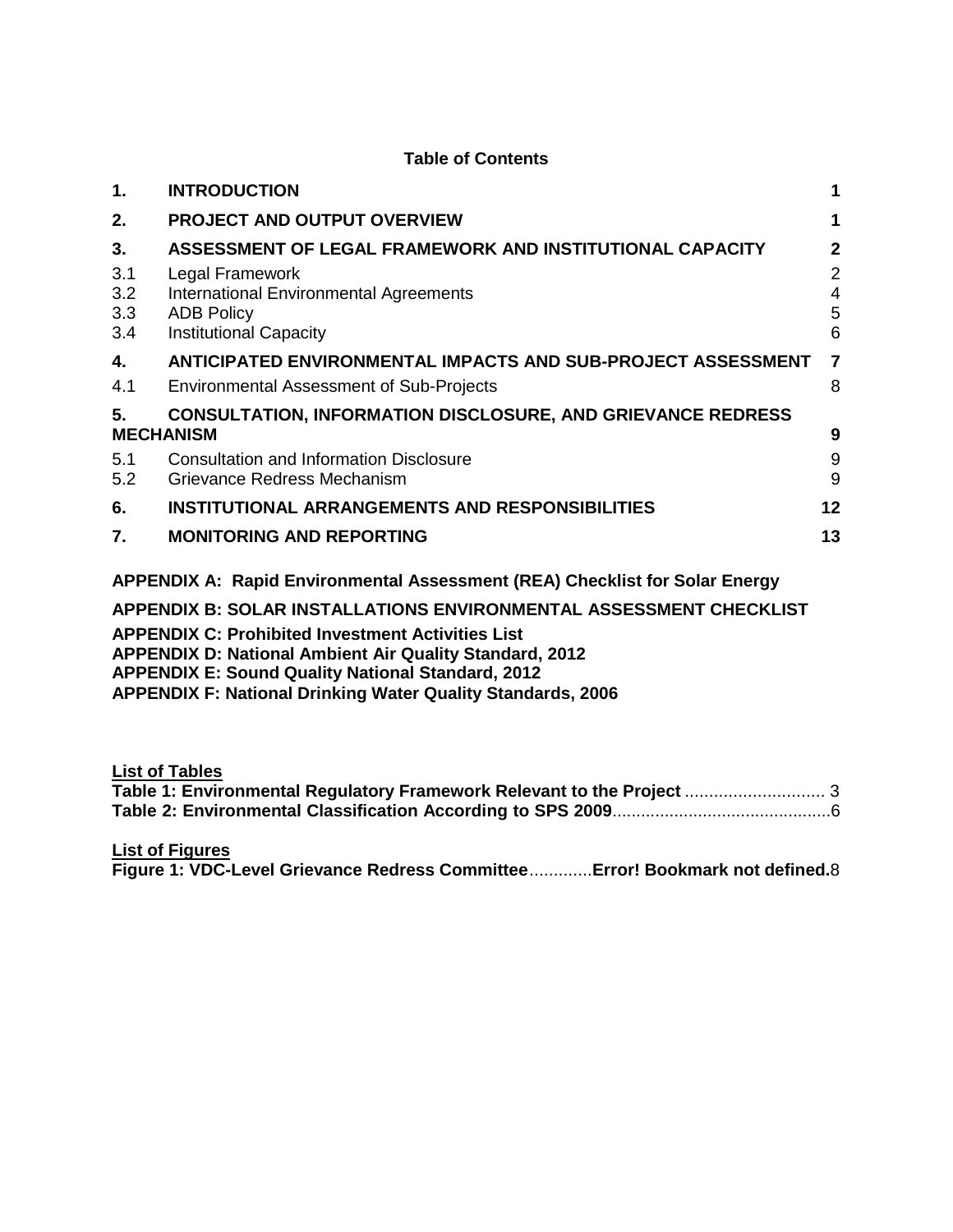**Table of Contents**

| | | |
|---|---|---|
| **1.** | **INTRODUCTION** | **1** |
| **2.** | **PROJECT AND OUTPUT OVERVIEW** | **1** |
| **3.** | **ASSESSMENT OF LEGAL FRAMEWORK AND INSTITUTIONAL CAPACITY** | **2** |
| 3.1 | Legal Framework | 2 |
| 3.2 | International Environmental Agreements | 4 |
| 3.3 | ADB Policy | 5 |
| 3.4 | Institutional Capacity | 6 |
| **4.** | **ANTICIPATED ENVIRONMENTAL IMPACTS AND SUB-PROJECT ASSESSMENT** | **7** |
| 4.1 | Environmental Assessment of Sub-Projects | 8 |
| **5.** | **CONSULTATION, INFORMATION DISCLOSURE, AND GRIEVANCE REDRESS MECHANISM** | **9** |
| 5.1 | Consultation and Information Disclosure | 9 |
| 5.2 | Grievance Redress Mechanism | 9 |
| **6.** | **INSTITUTIONAL ARRANGEMENTS AND RESPONSIBILITIES** | **12** |
| **7.** | **MONITORING AND REPORTING** | **13** |

**APPENDIX A: Rapid Environmental Assessment (REA) Checklist for Solar Energy**

**APPENDIX B: SOLAR INSTALLATIONS ENVIRONMENTAL ASSESSMENT CHECKLIST**

**APPENDIX C: Prohibited Investment Activities List**
**APPENDIX D: National Ambient Air Quality Standard, 2012**
**APPENDIX E: Sound Quality National Standard, 2012**
**APPENDIX F: National Drinking Water Quality Standards, 2006**

**List of Tables**
**Table 1: Environmental Regulatory Framework Relevant to the Project** ............................ 3
**Table 2: Environmental Classification According to SPS 2009**.............................................6

**List of Figures**
**Figure 1: VDC-Level Grievance Redress Committee**.............**Error! Bookmark not defined.**8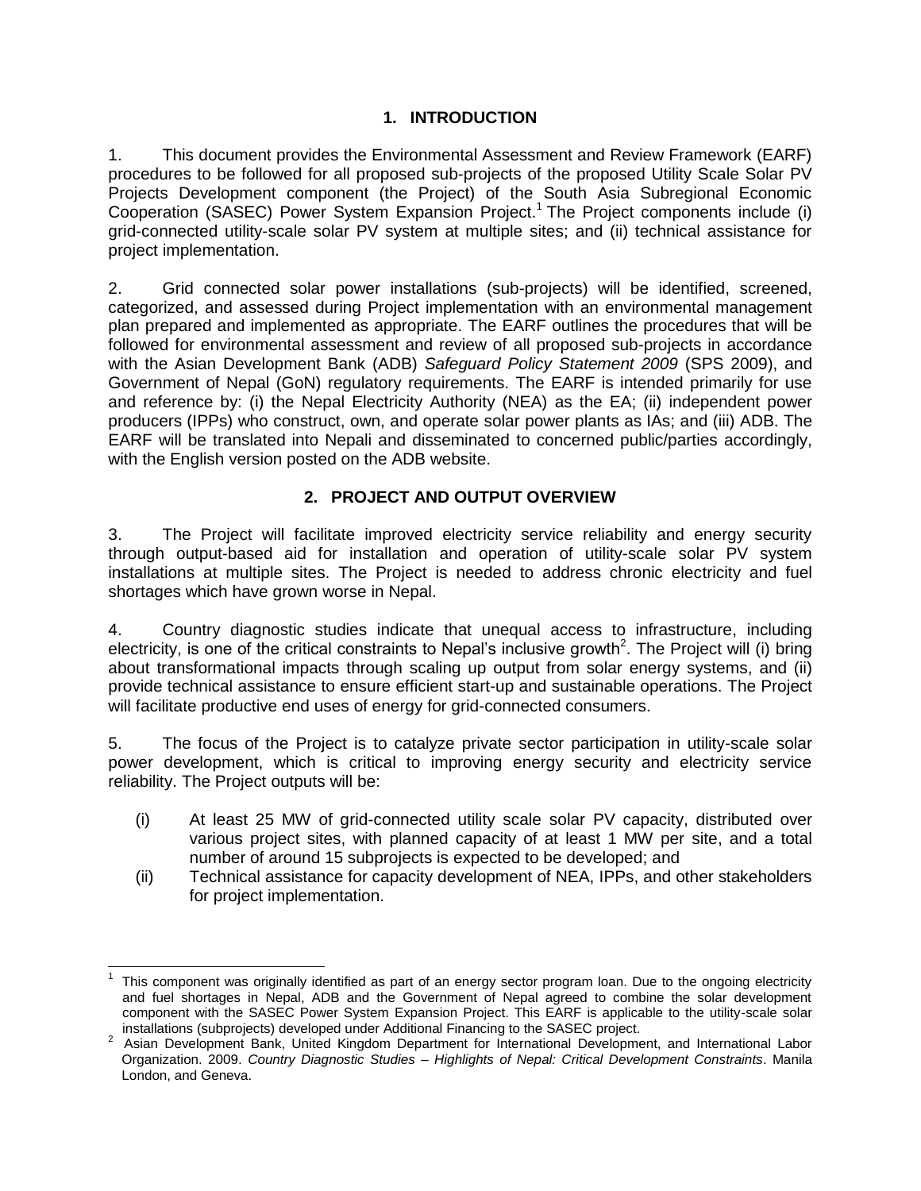## 1. INTRODUCTION

1. This document provides the Environmental Assessment and Review Framework (EARF) procedures to be followed for all proposed sub-projects of the proposed Utility Scale Solar PV Projects Development component (the Project) of the South Asia Subregional Economic Cooperation (SASEC) Power System Expansion Project.[1] The Project components include (i) grid-connected utility-scale solar PV system at multiple sites; and (ii) technical assistance for project implementation.

2. Grid connected solar power installations (sub-projects) will be identified, screened, categorized, and assessed during Project implementation with an environmental management plan prepared and implemented as appropriate. The EARF outlines the procedures that will be followed for environmental assessment and review of all proposed sub-projects in accordance with the Asian Development Bank (ADB) *Safeguard Policy Statement 2009* (SPS 2009), and Government of Nepal (GoN) regulatory requirements. The EARF is intended primarily for use and reference by: (i) the Nepal Electricity Authority (NEA) as the EA; (ii) independent power producers (IPPs) who construct, own, and operate solar power plants as IAs; and (iii) ADB. The EARF will be translated into Nepali and disseminated to concerned public/parties accordingly, with the English version posted on the ADB website.

## 2. PROJECT AND OUTPUT OVERVIEW

3. The Project will facilitate improved electricity service reliability and energy security through output-based aid for installation and operation of utility-scale solar PV system installations at multiple sites. The Project is needed to address chronic electricity and fuel shortages which have grown worse in Nepal.

4. Country diagnostic studies indicate that unequal access to infrastructure, including electricity, is one of the critical constraints to Nepal's inclusive growth[2]. The Project will (i) bring about transformational impacts through scaling up output from solar energy systems, and (ii) provide technical assistance to ensure efficient start-up and sustainable operations. The Project will facilitate productive end uses of energy for grid-connected consumers.

5. The focus of the Project is to catalyze private sector participation in utility-scale solar power development, which is critical to improving energy security and electricity service reliability. The Project outputs will be:

(i) At least 25 MW of grid-connected utility scale solar PV capacity, distributed over various project sites, with planned capacity of at least 1 MW per site, and a total number of around 15 subprojects is expected to be developed; and

(ii) Technical assistance for capacity development of NEA, IPPs, and other stakeholders for project implementation.

---

[1] This component was originally identified as part of an energy sector program loan. Due to the ongoing electricity and fuel shortages in Nepal, ADB and the Government of Nepal agreed to combine the solar development component with the SASEC Power System Expansion Project. This EARF is applicable to the utility-scale solar installations (subprojects) developed under Additional Financing to the SASEC project.

[2] Asian Development Bank, United Kingdom Department for International Development, and International Labor Organization. 2009. *Country Diagnostic Studies – Highlights of Nepal: Critical Development Constraints*. Manila London, and Geneva.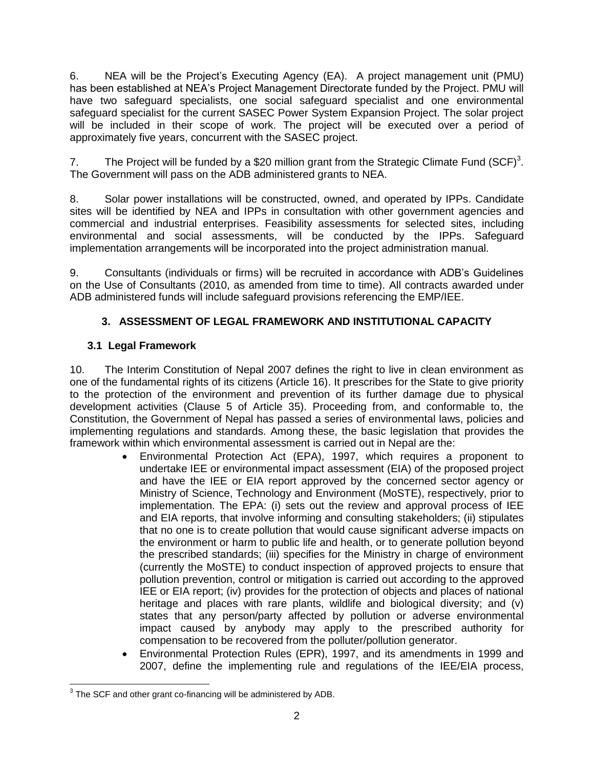6. NEA will be the Project's Executing Agency (EA). A project management unit (PMU) has been established at NEA's Project Management Directorate funded by the Project. PMU will have two safeguard specialists, one social safeguard specialist and one environmental safeguard specialist for the current SASEC Power System Expansion Project. The solar project will be included in their scope of work. The project will be executed over a period of approximately five years, concurrent with the SASEC project.

7. The Project will be funded by a $20 million grant from the Strategic Climate Fund (SCF)[3]. The Government will pass on the ADB administered grants to NEA.

8. Solar power installations will be constructed, owned, and operated by IPPs. Candidate sites will be identified by NEA and IPPs in consultation with other government agencies and commercial and industrial enterprises. Feasibility assessments for selected sites, including environmental and social assessments, will be conducted by the IPPs. Safeguard implementation arrangements will be incorporated into the project administration manual.

9. Consultants (individuals or firms) will be recruited in accordance with ADB's Guidelines on the Use of Consultants (2010, as amended from time to time). All contracts awarded under ADB administered funds will include safeguard provisions referencing the EMP/IEE.

## 3. ASSESSMENT OF LEGAL FRAMEWORK AND INSTITUTIONAL CAPACITY

### 3.1 Legal Framework

10. The Interim Constitution of Nepal 2007 defines the right to live in clean environment as one of the fundamental rights of its citizens (Article 16). It prescribes for the State to give priority to the protection of the environment and prevention of its further damage due to physical development activities (Clause 5 of Article 35). Proceeding from, and conformable to, the Constitution, the Government of Nepal has passed a series of environmental laws, policies and implementing regulations and standards. Among these, the basic legislation that provides the framework within which environmental assessment is carried out in Nepal are the:

- Environmental Protection Act (EPA), 1997, which requires a proponent to undertake IEE or environmental impact assessment (EIA) of the proposed project and have the IEE or EIA report approved by the concerned sector agency or Ministry of Science, Technology and Environment (MoSTE), respectively, prior to implementation. The EPA: (i) sets out the review and approval process of IEE and EIA reports, that involve informing and consulting stakeholders; (ii) stipulates that no one is to create pollution that would cause significant adverse impacts on the environment or harm to public life and health, or to generate pollution beyond the prescribed standards; (iii) specifies for the Ministry in charge of environment (currently the MoSTE) to conduct inspection of approved projects to ensure that pollution prevention, control or mitigation is carried out according to the approved IEE or EIA report; (iv) provides for the protection of objects and places of national heritage and places with rare plants, wildlife and biological diversity; and (v) states that any person/party affected by pollution or adverse environmental impact caused by anybody may apply to the prescribed authority for compensation to be recovered from the polluter/pollution generator.
- Environmental Protection Rules (EPR), 1997, and its amendments in 1999 and 2007, define the implementing rule and regulations of the IEE/EIA process,

[3] The SCF and other grant co-financing will be administered by ADB.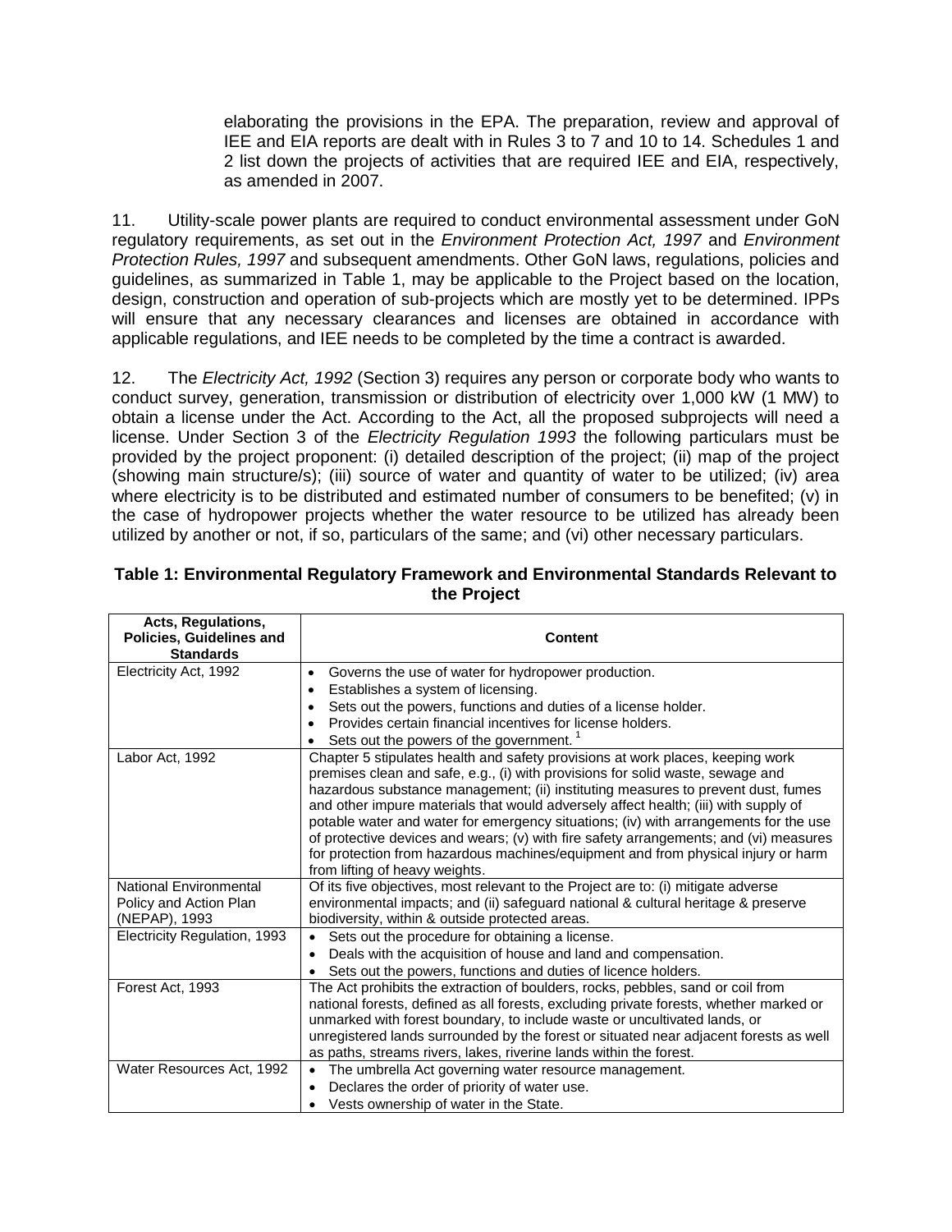elaborating the provisions in the EPA. The preparation, review and approval of IEE and EIA reports are dealt with in Rules 3 to 7 and 10 to 14. Schedules 1 and 2 list down the projects of activities that are required IEE and EIA, respectively, as amended in 2007.

11. Utility-scale power plants are required to conduct environmental assessment under GoN regulatory requirements, as set out in the *Environment Protection Act, 1997* and *Environment Protection Rules, 1997* and subsequent amendments. Other GoN laws, regulations, policies and guidelines, as summarized in Table 1, may be applicable to the Project based on the location, design, construction and operation of sub-projects which are mostly yet to be determined. IPPs will ensure that any necessary clearances and licenses are obtained in accordance with applicable regulations, and IEE needs to be completed by the time a contract is awarded.

12. The *Electricity Act, 1992* (Section 3) requires any person or corporate body who wants to conduct survey, generation, transmission or distribution of electricity over 1,000 kW (1 MW) to obtain a license under the Act. According to the Act, all the proposed subprojects will need a license. Under Section 3 of the *Electricity Regulation 1993* the following particulars must be provided by the project proponent: (i) detailed description of the project; (ii) map of the project (showing main structure/s); (iii) source of water and quantity of water to be utilized; (iv) area where electricity is to be distributed and estimated number of consumers to be benefited; (v) in the case of hydropower projects whether the water resource to be utilized has already been utilized by another or not, if so, particulars of the same; and (vi) other necessary particulars.

**Table 1: Environmental Regulatory Framework and Environmental Standards Relevant to the Project**

| Acts, Regulations, Policies, Guidelines and Standards | Content |
|---|---|
| Electricity Act, 1992 | • Governs the use of water for hydropower production.<br>• Establishes a system of licensing.<br>• Sets out the powers, functions and duties of a license holder.<br>• Provides certain financial incentives for license holders.<br>• Sets out the powers of the government. [1] |
| Labor Act, 1992 | Chapter 5 stipulates health and safety provisions at work places, keeping work premises clean and safe, e.g., (i) with provisions for solid waste, sewage and hazardous substance management; (ii) instituting measures to prevent dust, fumes and other impure materials that would adversely affect health; (iii) with supply of potable water and water for emergency situations; (iv) with arrangements for the use of protective devices and wears; (v) with fire safety arrangements; and (vi) measures for protection from hazardous machines/equipment and from physical injury or harm from lifting of heavy weights. |
| National Environmental Policy and Action Plan (NEPAP), 1993 | Of its five objectives, most relevant to the Project are to: (i) mitigate adverse environmental impacts; and (ii) safeguard national & cultural heritage & preserve biodiversity, within & outside protected areas. |
| Electricity Regulation, 1993 | • Sets out the procedure for obtaining a license.<br>• Deals with the acquisition of house and land and compensation.<br>• Sets out the powers, functions and duties of licence holders. |
| Forest Act, 1993 | The Act prohibits the extraction of boulders, rocks, pebbles, sand or coil from national forests, defined as all forests, excluding private forests, whether marked or unmarked with forest boundary, to include waste or uncultivated lands, or unregistered lands surrounded by the forest or situated near adjacent forests as well as paths, streams rivers, lakes, riverine lands within the forest. |
| Water Resources Act, 1992 | • The umbrella Act governing water resource management.<br>• Declares the order of priority of water use.<br>• Vests ownership of water in the State. |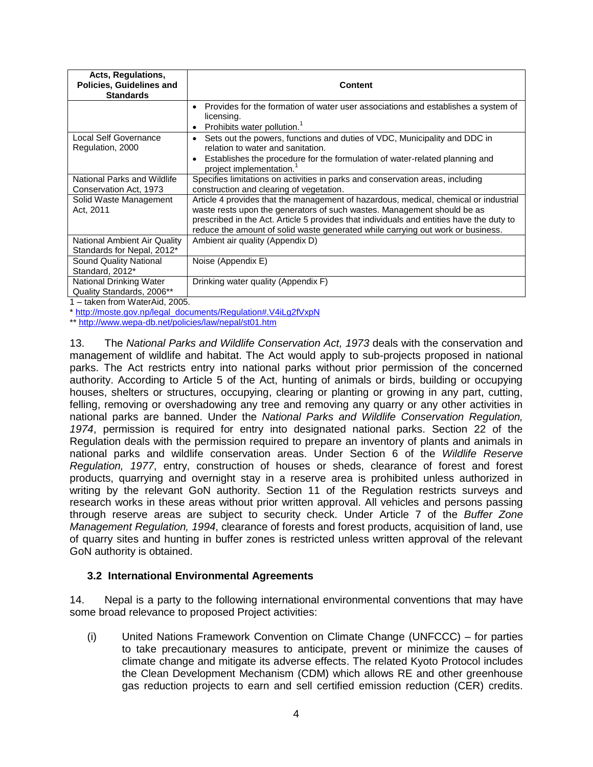| Acts, Regulations, Policies, Guidelines and Standards | Content |
|---|---|
| | • Provides for the formation of water user associations and establishes a system of licensing.<br>• Prohibits water pollution.[1] |
| Local Self Governance Regulation, 2000 | • Sets out the powers, functions and duties of VDC, Municipality and DDC in relation to water and sanitation.<br>• Establishes the procedure for the formulation of water-related planning and project implementation.[1] |
| National Parks and Wildlife Conservation Act, 1973 | Specifies limitations on activities in parks and conservation areas, including construction and clearing of vegetation. |
| Solid Waste Management Act, 2011 | Article 4 provides that the management of hazardous, medical, chemical or industrial waste rests upon the generators of such wastes. Management should be as prescribed in the Act. Article 5 provides that individuals and entities have the duty to reduce the amount of solid waste generated while carrying out work or business. |
| National Ambient Air Quality Standards for Nepal, 2012* | Ambient air quality (Appendix D) |
| Sound Quality National Standard, 2012* | Noise (Appendix E) |
| National Drinking Water Quality Standards, 2006** | Drinking water quality (Appendix F) |

1 – taken from WaterAid, 2005.

* http://moste.gov.np/legal_documents/Regulation#.V4iLg2fVxpN

** http://www.wepa-db.net/policies/law/nepal/st01.htm

13. The *National Parks and Wildlife Conservation Act, 1973* deals with the conservation and management of wildlife and habitat. The Act would apply to sub-projects proposed in national parks. The Act restricts entry into national parks without prior permission of the concerned authority. According to Article 5 of the Act, hunting of animals or birds, building or occupying houses, shelters or structures, occupying, clearing or planting or growing in any part, cutting, felling, removing or overshadowing any tree and removing any quarry or any other activities in national parks are banned. Under the *National Parks and Wildlife Conservation Regulation, 1974*, permission is required for entry into designated national parks. Section 22 of the Regulation deals with the permission required to prepare an inventory of plants and animals in national parks and wildlife conservation areas. Under Section 6 of the *Wildlife Reserve Regulation, 1977*, entry, construction of houses or sheds, clearance of forest and forest products, quarrying and overnight stay in a reserve area is prohibited unless authorized in writing by the relevant GoN authority. Section 11 of the Regulation restricts surveys and research works in these areas without prior written approval. All vehicles and persons passing through reserve areas are subject to security check. Under Article 7 of the *Buffer Zone Management Regulation, 1994*, clearance of forests and forest products, acquisition of land, use of quarry sites and hunting in buffer zones is restricted unless written approval of the relevant GoN authority is obtained.

### 3.2 International Environmental Agreements

14. Nepal is a party to the following international environmental conventions that may have some broad relevance to proposed Project activities:

(i) United Nations Framework Convention on Climate Change (UNFCCC) – for parties to take precautionary measures to anticipate, prevent or minimize the causes of climate change and mitigate its adverse effects. The related Kyoto Protocol includes the Clean Development Mechanism (CDM) which allows RE and other greenhouse gas reduction projects to earn and sell certified emission reduction (CER) credits.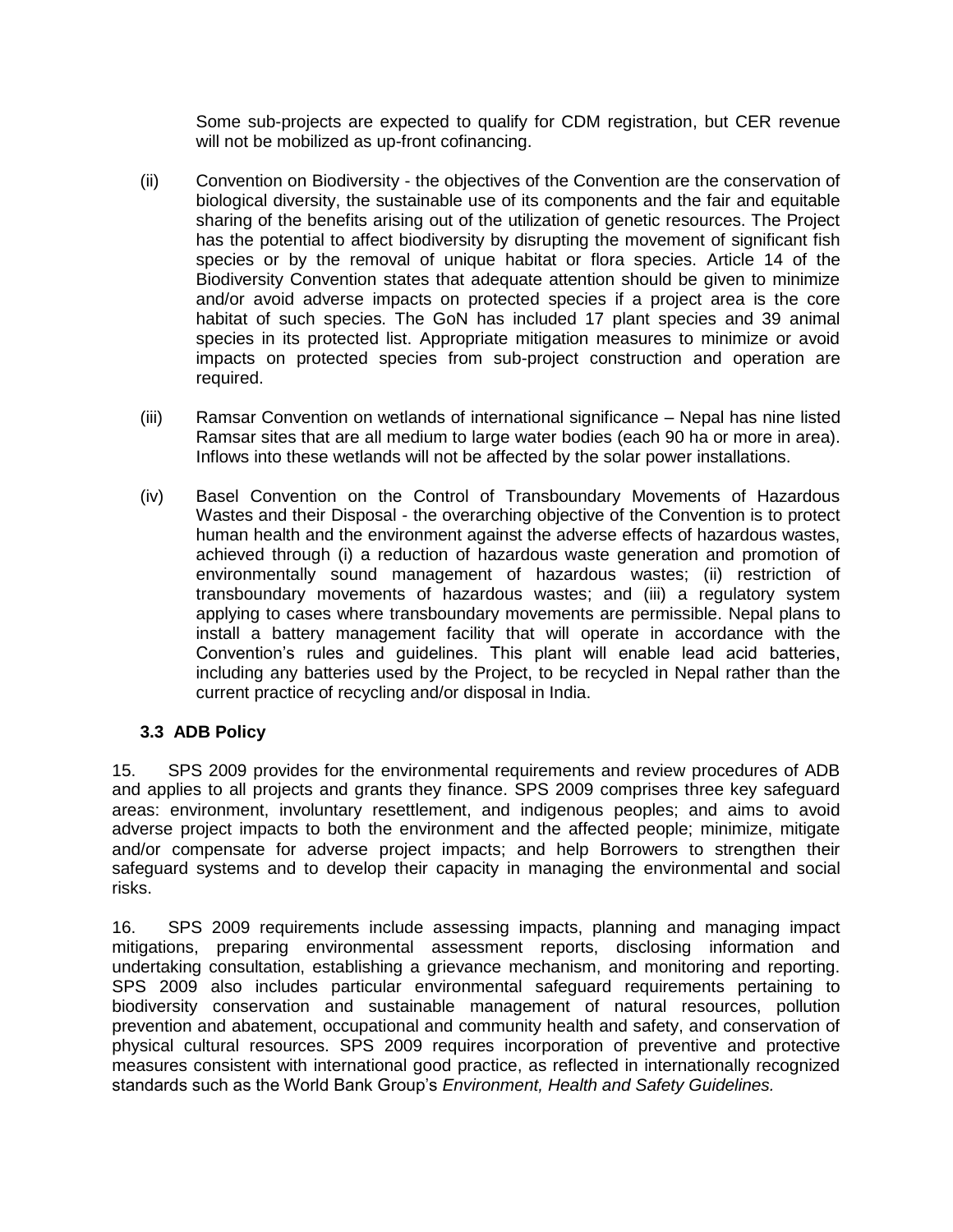Some sub-projects are expected to qualify for CDM registration, but CER revenue will not be mobilized as up-front cofinancing.

(ii) Convention on Biodiversity - the objectives of the Convention are the conservation of biological diversity, the sustainable use of its components and the fair and equitable sharing of the benefits arising out of the utilization of genetic resources. The Project has the potential to affect biodiversity by disrupting the movement of significant fish species or by the removal of unique habitat or flora species. Article 14 of the Biodiversity Convention states that adequate attention should be given to minimize and/or avoid adverse impacts on protected species if a project area is the core habitat of such species. The GoN has included 17 plant species and 39 animal species in its protected list. Appropriate mitigation measures to minimize or avoid impacts on protected species from sub-project construction and operation are required.

(iii) Ramsar Convention on wetlands of international significance – Nepal has nine listed Ramsar sites that are all medium to large water bodies (each 90 ha or more in area). Inflows into these wetlands will not be affected by the solar power installations.

(iv) Basel Convention on the Control of Transboundary Movements of Hazardous Wastes and their Disposal - the overarching objective of the Convention is to protect human health and the environment against the adverse effects of hazardous wastes, achieved through (i) a reduction of hazardous waste generation and promotion of environmentally sound management of hazardous wastes; (ii) restriction of transboundary movements of hazardous wastes; and (iii) a regulatory system applying to cases where transboundary movements are permissible. Nepal plans to install a battery management facility that will operate in accordance with the Convention's rules and guidelines. This plant will enable lead acid batteries, including any batteries used by the Project, to be recycled in Nepal rather than the current practice of recycling and/or disposal in India.

### 3.3 ADB Policy

15. SPS 2009 provides for the environmental requirements and review procedures of ADB and applies to all projects and grants they finance. SPS 2009 comprises three key safeguard areas: environment, involuntary resettlement, and indigenous peoples; and aims to avoid adverse project impacts to both the environment and the affected people; minimize, mitigate and/or compensate for adverse project impacts; and help Borrowers to strengthen their safeguard systems and to develop their capacity in managing the environmental and social risks.

16. SPS 2009 requirements include assessing impacts, planning and managing impact mitigations, preparing environmental assessment reports, disclosing information and undertaking consultation, establishing a grievance mechanism, and monitoring and reporting. SPS 2009 also includes particular environmental safeguard requirements pertaining to biodiversity conservation and sustainable management of natural resources, pollution prevention and abatement, occupational and community health and safety, and conservation of physical cultural resources. SPS 2009 requires incorporation of preventive and protective measures consistent with international good practice, as reflected in internationally recognized standards such as the World Bank Group's *Environment, Health and Safety Guidelines.*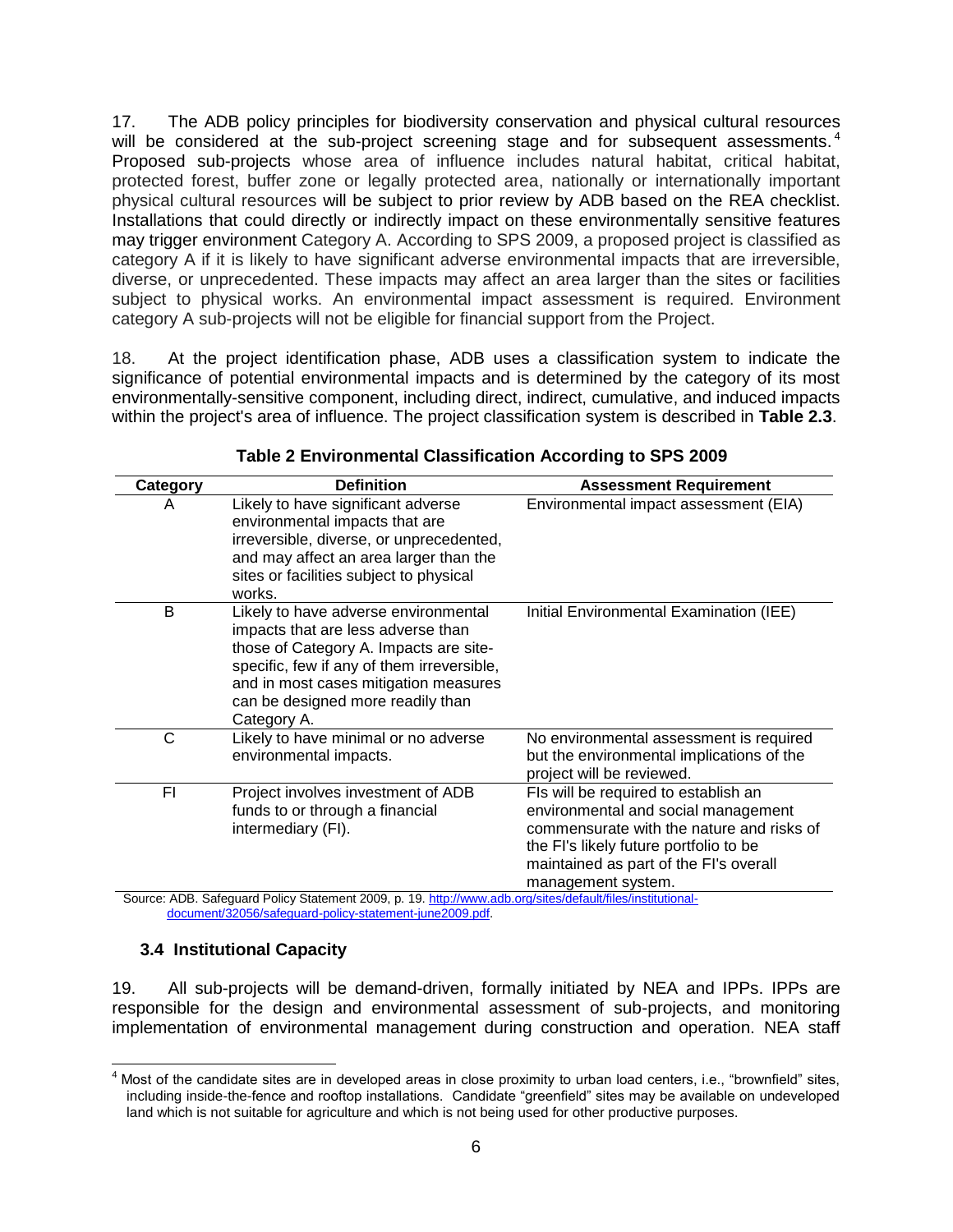17. The ADB policy principles for biodiversity conservation and physical cultural resources will be considered at the sub-project screening stage and for subsequent assessments.[4] Proposed sub-projects whose area of influence includes natural habitat, critical habitat, protected forest, buffer zone or legally protected area, nationally or internationally important physical cultural resources will be subject to prior review by ADB based on the REA checklist. Installations that could directly or indirectly impact on these environmentally sensitive features may trigger environment Category A. According to SPS 2009, a proposed project is classified as category A if it is likely to have significant adverse environmental impacts that are irreversible, diverse, or unprecedented. These impacts may affect an area larger than the sites or facilities subject to physical works. An environmental impact assessment is required. Environment category A sub-projects will not be eligible for financial support from the Project.

18. At the project identification phase, ADB uses a classification system to indicate the significance of potential environmental impacts and is determined by the category of its most environmentally-sensitive component, including direct, indirect, cumulative, and induced impacts within the project's area of influence. The project classification system is described in **Table 2.3**.

**Table 2 Environmental Classification According to SPS 2009**

| Category | Definition | Assessment Requirement |
|---|---|---|
| A | Likely to have significant adverse environmental impacts that are irreversible, diverse, or unprecedented, and may affect an area larger than the sites or facilities subject to physical works. | Environmental impact assessment (EIA) |
| B | Likely to have adverse environmental impacts that are less adverse than those of Category A. Impacts are site-specific, few if any of them irreversible, and in most cases mitigation measures can be designed more readily than Category A. | Initial Environmental Examination (IEE) |
| C | Likely to have minimal or no adverse environmental impacts. | No environmental assessment is required but the environmental implications of the project will be reviewed. |
| FI | Project involves investment of ADB funds to or through a financial intermediary (FI). | FIs will be required to establish an environmental and social management commensurate with the nature and risks of the FI's likely future portfolio to be maintained as part of the FI's overall management system. |

Source: ADB. Safeguard Policy Statement 2009, p. 19. http://www.adb.org/sites/default/files/institutional-document/32056/safeguard-policy-statement-june2009.pdf.

### 3.4 Institutional Capacity

19. All sub-projects will be demand-driven, formally initiated by NEA and IPPs. IPPs are responsible for the design and environmental assessment of sub-projects, and monitoring implementation of environmental management during construction and operation. NEA staff

[4] Most of the candidate sites are in developed areas in close proximity to urban load centers, i.e., "brownfield" sites, including inside-the-fence and rooftop installations. Candidate "greenfield" sites may be available on undeveloped land which is not suitable for agriculture and which is not being used for other productive purposes.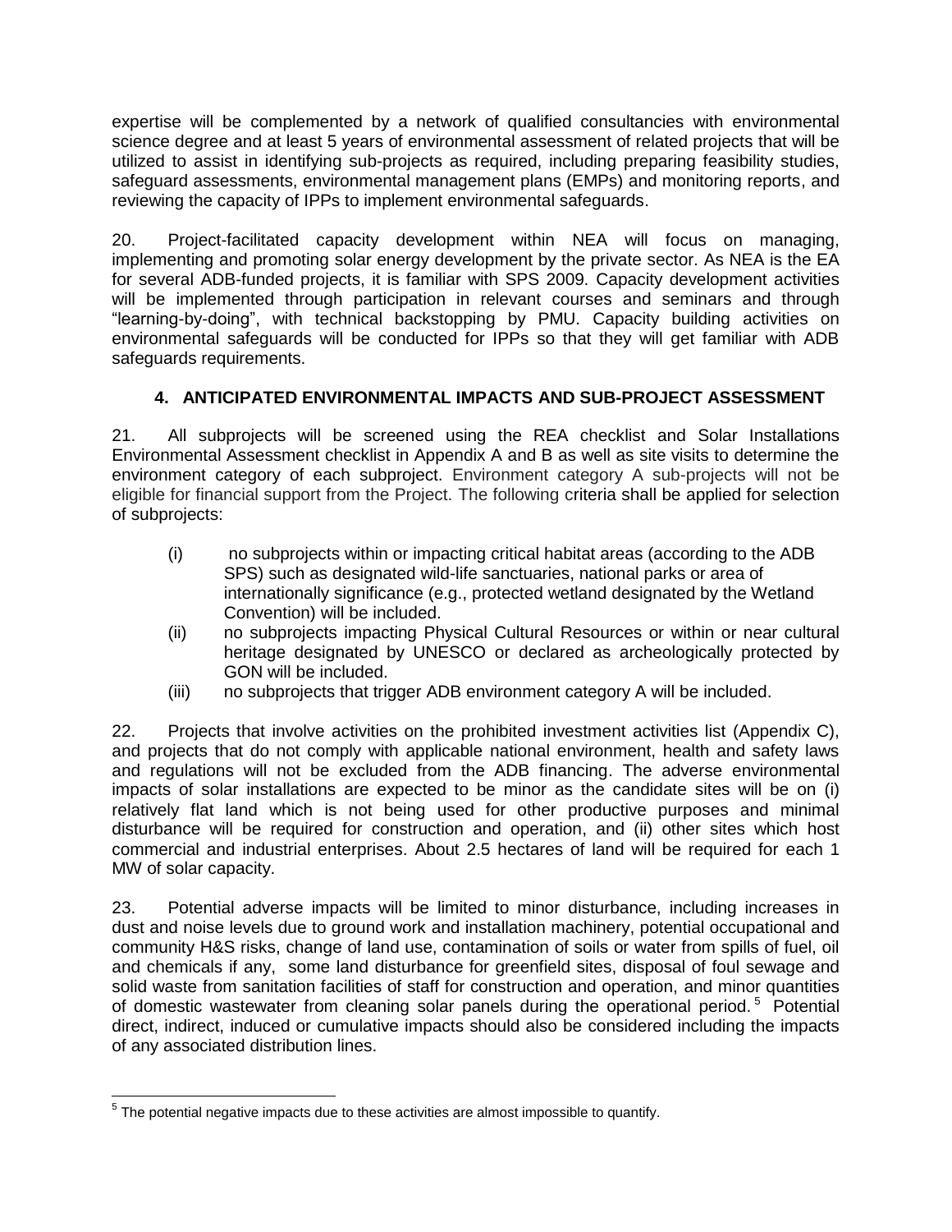expertise will be complemented by a network of qualified consultancies with environmental science degree and at least 5 years of environmental assessment of related projects that will be utilized to assist in identifying sub-projects as required, including preparing feasibility studies, safeguard assessments, environmental management plans (EMPs) and monitoring reports, and reviewing the capacity of IPPs to implement environmental safeguards.

20. Project-facilitated capacity development within NEA will focus on managing, implementing and promoting solar energy development by the private sector. As NEA is the EA for several ADB-funded projects, it is familiar with SPS 2009. Capacity development activities will be implemented through participation in relevant courses and seminars and through "learning-by-doing", with technical backstopping by PMU. Capacity building activities on environmental safeguards will be conducted for IPPs so that they will get familiar with ADB safeguards requirements.

## 4. ANTICIPATED ENVIRONMENTAL IMPACTS AND SUB-PROJECT ASSESSMENT

21. All subprojects will be screened using the REA checklist and Solar Installations Environmental Assessment checklist in Appendix A and B as well as site visits to determine the environment category of each subproject. Environment category A sub-projects will not be eligible for financial support from the Project. The following criteria shall be applied for selection of subprojects:

(i) no subprojects within or impacting critical habitat areas (according to the ADB SPS) such as designated wild-life sanctuaries, national parks or area of internationally significance (e.g., protected wetland designated by the Wetland Convention) will be included.

(ii) no subprojects impacting Physical Cultural Resources or within or near cultural heritage designated by UNESCO or declared as archeologically protected by GON will be included.

(iii) no subprojects that trigger ADB environment category A will be included.

22. Projects that involve activities on the prohibited investment activities list (Appendix C), and projects that do not comply with applicable national environment, health and safety laws and regulations will not be excluded from the ADB financing. The adverse environmental impacts of solar installations are expected to be minor as the candidate sites will be on (i) relatively flat land which is not being used for other productive purposes and minimal disturbance will be required for construction and operation, and (ii) other sites which host commercial and industrial enterprises. About 2.5 hectares of land will be required for each 1 MW of solar capacity.

23. Potential adverse impacts will be limited to minor disturbance, including increases in dust and noise levels due to ground work and installation machinery, potential occupational and community H&S risks, change of land use, contamination of soils or water from spills of fuel, oil and chemicals if any, some land disturbance for greenfield sites, disposal of foul sewage and solid waste from sanitation facilities of staff for construction and operation, and minor quantities of domestic wastewater from cleaning solar panels during the operational period.[5] Potential direct, indirect, induced or cumulative impacts should also be considered including the impacts of any associated distribution lines.

[5] The potential negative impacts due to these activities are almost impossible to quantify.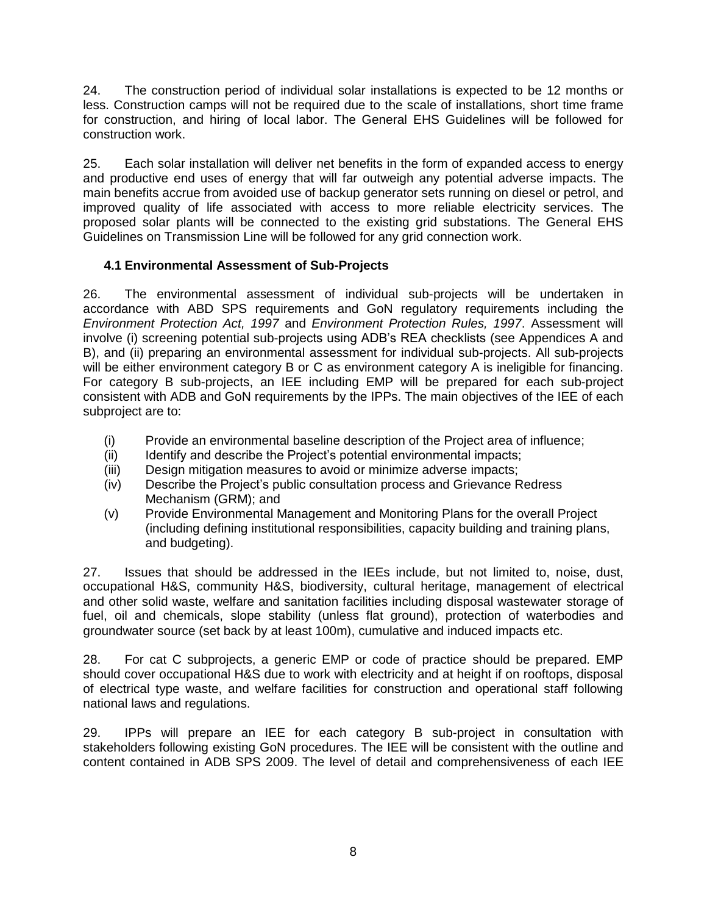24. The construction period of individual solar installations is expected to be 12 months or less. Construction camps will not be required due to the scale of installations, short time frame for construction, and hiring of local labor. The General EHS Guidelines will be followed for construction work.

25. Each solar installation will deliver net benefits in the form of expanded access to energy and productive end uses of energy that will far outweigh any potential adverse impacts. The main benefits accrue from avoided use of backup generator sets running on diesel or petrol, and improved quality of life associated with access to more reliable electricity services. The proposed solar plants will be connected to the existing grid substations. The General EHS Guidelines on Transmission Line will be followed for any grid connection work.

### 4.1 Environmental Assessment of Sub-Projects

26. The environmental assessment of individual sub-projects will be undertaken in accordance with ABD SPS requirements and GoN regulatory requirements including the *Environment Protection Act, 1997* and *Environment Protection Rules, 1997*. Assessment will involve (i) screening potential sub-projects using ADB's REA checklists (see Appendices A and B), and (ii) preparing an environmental assessment for individual sub-projects. All sub-projects will be either environment category B or C as environment category A is ineligible for financing. For category B sub-projects, an IEE including EMP will be prepared for each sub-project consistent with ADB and GoN requirements by the IPPs. The main objectives of the IEE of each subproject are to:

(i) Provide an environmental baseline description of the Project area of influence;
(ii) Identify and describe the Project's potential environmental impacts;
(iii) Design mitigation measures to avoid or minimize adverse impacts;
(iv) Describe the Project's public consultation process and Grievance Redress Mechanism (GRM); and
(v) Provide Environmental Management and Monitoring Plans for the overall Project (including defining institutional responsibilities, capacity building and training plans, and budgeting).

27. Issues that should be addressed in the IEEs include, but not limited to, noise, dust, occupational H&S, community H&S, biodiversity, cultural heritage, management of electrical and other solid waste, welfare and sanitation facilities including disposal wastewater storage of fuel, oil and chemicals, slope stability (unless flat ground), protection of waterbodies and groundwater source (set back by at least 100m), cumulative and induced impacts etc.

28. For cat C subprojects, a generic EMP or code of practice should be prepared. EMP should cover occupational H&S due to work with electricity and at height if on rooftops, disposal of electrical type waste, and welfare facilities for construction and operational staff following national laws and regulations.

29. IPPs will prepare an IEE for each category B sub-project in consultation with stakeholders following existing GoN procedures. The IEE will be consistent with the outline and content contained in ADB SPS 2009. The level of detail and comprehensiveness of each IEE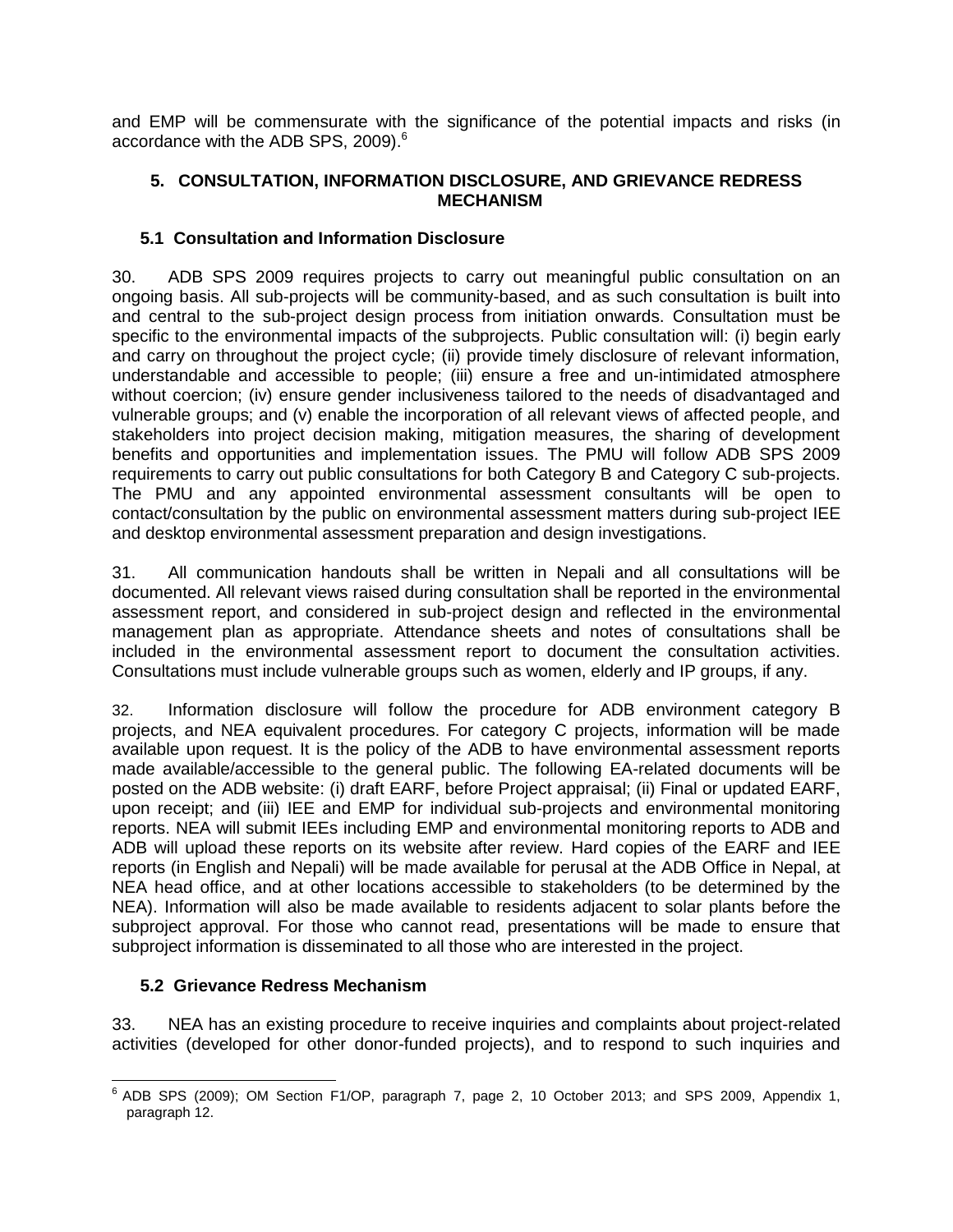and EMP will be commensurate with the significance of the potential impacts and risks (in accordance with the ADB SPS, 2009).[6]

## 5. CONSULTATION, INFORMATION DISCLOSURE, AND GRIEVANCE REDRESS MECHANISM

### 5.1 Consultation and Information Disclosure

30. ADB SPS 2009 requires projects to carry out meaningful public consultation on an ongoing basis. All sub-projects will be community-based, and as such consultation is built into and central to the sub-project design process from initiation onwards. Consultation must be specific to the environmental impacts of the subprojects. Public consultation will: (i) begin early and carry on throughout the project cycle; (ii) provide timely disclosure of relevant information, understandable and accessible to people; (iii) ensure a free and un-intimidated atmosphere without coercion; (iv) ensure gender inclusiveness tailored to the needs of disadvantaged and vulnerable groups; and (v) enable the incorporation of all relevant views of affected people, and stakeholders into project decision making, mitigation measures, the sharing of development benefits and opportunities and implementation issues. The PMU will follow ADB SPS 2009 requirements to carry out public consultations for both Category B and Category C sub-projects. The PMU and any appointed environmental assessment consultants will be open to contact/consultation by the public on environmental assessment matters during sub-project IEE and desktop environmental assessment preparation and design investigations.

31. All communication handouts shall be written in Nepali and all consultations will be documented. All relevant views raised during consultation shall be reported in the environmental assessment report, and considered in sub-project design and reflected in the environmental management plan as appropriate. Attendance sheets and notes of consultations shall be included in the environmental assessment report to document the consultation activities. Consultations must include vulnerable groups such as women, elderly and IP groups, if any.

32. Information disclosure will follow the procedure for ADB environment category B projects, and NEA equivalent procedures. For category C projects, information will be made available upon request. It is the policy of the ADB to have environmental assessment reports made available/accessible to the general public. The following EA-related documents will be posted on the ADB website: (i) draft EARF, before Project appraisal; (ii) Final or updated EARF, upon receipt; and (iii) IEE and EMP for individual sub-projects and environmental monitoring reports. NEA will submit IEEs including EMP and environmental monitoring reports to ADB and ADB will upload these reports on its website after review. Hard copies of the EARF and IEE reports (in English and Nepali) will be made available for perusal at the ADB Office in Nepal, at NEA head office, and at other locations accessible to stakeholders (to be determined by the NEA). Information will also be made available to residents adjacent to solar plants before the subproject approval. For those who cannot read, presentations will be made to ensure that subproject information is disseminated to all those who are interested in the project.

### 5.2 Grievance Redress Mechanism

33. NEA has an existing procedure to receive inquiries and complaints about project-related activities (developed for other donor-funded projects), and to respond to such inquiries and

---

[6] ADB SPS (2009); OM Section F1/OP, paragraph 7, page 2, 10 October 2013; and SPS 2009, Appendix 1, paragraph 12.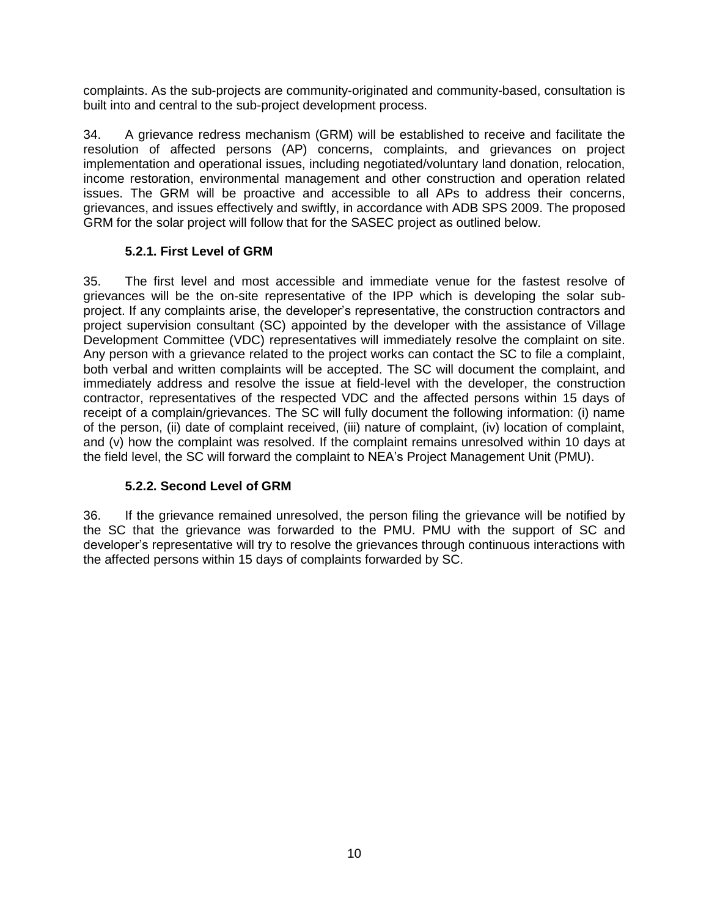complaints. As the sub-projects are community-originated and community-based, consultation is built into and central to the sub-project development process.

34. A grievance redress mechanism (GRM) will be established to receive and facilitate the resolution of affected persons (AP) concerns, complaints, and grievances on project implementation and operational issues, including negotiated/voluntary land donation, relocation, income restoration, environmental management and other construction and operation related issues. The GRM will be proactive and accessible to all APs to address their concerns, grievances, and issues effectively and swiftly, in accordance with ADB SPS 2009. The proposed GRM for the solar project will follow that for the SASEC project as outlined below.

### 5.2.1. First Level of GRM

35. The first level and most accessible and immediate venue for the fastest resolve of grievances will be the on-site representative of the IPP which is developing the solar sub-project. If any complaints arise, the developer's representative, the construction contractors and project supervision consultant (SC) appointed by the developer with the assistance of Village Development Committee (VDC) representatives will immediately resolve the complaint on site. Any person with a grievance related to the project works can contact the SC to file a complaint, both verbal and written complaints will be accepted. The SC will document the complaint, and immediately address and resolve the issue at field-level with the developer, the construction contractor, representatives of the respected VDC and the affected persons within 15 days of receipt of a complain/grievances. The SC will fully document the following information: (i) name of the person, (ii) date of complaint received, (iii) nature of complaint, (iv) location of complaint, and (v) how the complaint was resolved. If the complaint remains unresolved within 10 days at the field level, the SC will forward the complaint to NEA's Project Management Unit (PMU).

### 5.2.2. Second Level of GRM

36. If the grievance remained unresolved, the person filing the grievance will be notified by the SC that the grievance was forwarded to the PMU. PMU with the support of SC and developer's representative will try to resolve the grievances through continuous interactions with the affected persons within 15 days of complaints forwarded by SC.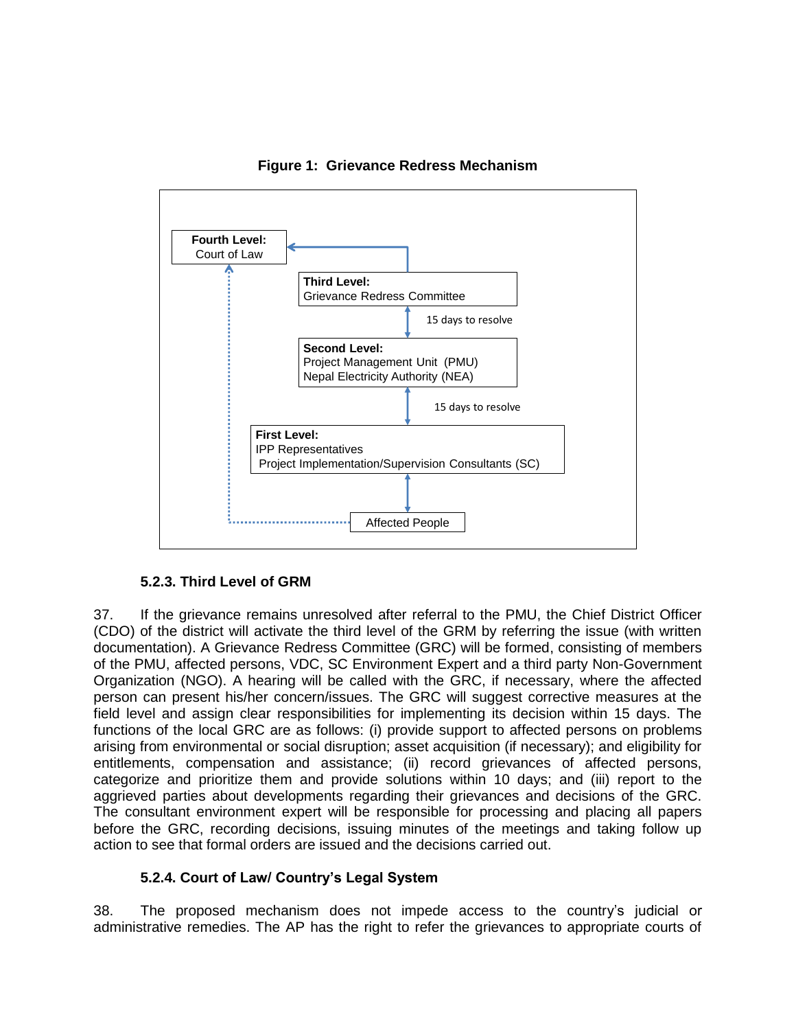**Figure 1: Grievance Redress Mechanism**

**Fourth Level:** Court of Law

**Third Level:** Grievance Redress Committee

15 days to resolve

**Second Level:** Project Management Unit (PMU) Nepal Electricity Authority (NEA)

15 days to resolve

**First Level:** IPP Representatives Project Implementation/Supervision Consultants (SC)

Affected People

### 5.2.3. Third Level of GRM

37. If the grievance remains unresolved after referral to the PMU, the Chief District Officer (CDO) of the district will activate the third level of the GRM by referring the issue (with written documentation). A Grievance Redress Committee (GRC) will be formed, consisting of members of the PMU, affected persons, VDC, SC Environment Expert and a third party Non-Government Organization (NGO). A hearing will be called with the GRC, if necessary, where the affected person can present his/her concern/issues. The GRC will suggest corrective measures at the field level and assign clear responsibilities for implementing its decision within 15 days. The functions of the local GRC are as follows: (i) provide support to affected persons on problems arising from environmental or social disruption; asset acquisition (if necessary); and eligibility for entitlements, compensation and assistance; (ii) record grievances of affected persons, categorize and prioritize them and provide solutions within 10 days; and (iii) report to the aggrieved parties about developments regarding their grievances and decisions of the GRC. The consultant environment expert will be responsible for processing and placing all papers before the GRC, recording decisions, issuing minutes of the meetings and taking follow up action to see that formal orders are issued and the decisions carried out.

### 5.2.4. Court of Law/ Country's Legal System

38. The proposed mechanism does not impede access to the country's judicial or administrative remedies. The AP has the right to refer the grievances to appropriate courts of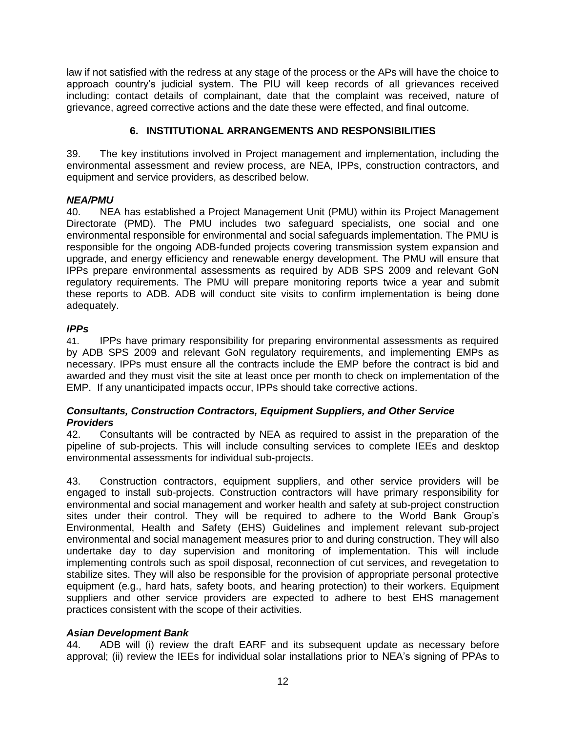law if not satisfied with the redress at any stage of the process or the APs will have the choice to approach country's judicial system. The PIU will keep records of all grievances received including: contact details of complainant, date that the complaint was received, nature of grievance, agreed corrective actions and the date these were effected, and final outcome.

## 6. INSTITUTIONAL ARRANGEMENTS AND RESPONSIBILITIES

39. The key institutions involved in Project management and implementation, including the environmental assessment and review process, are NEA, IPPs, construction contractors, and equipment and service providers, as described below.

***NEA/PMU***

40. NEA has established a Project Management Unit (PMU) within its Project Management Directorate (PMD). The PMU includes two safeguard specialists, one social and one environmental responsible for environmental and social safeguards implementation. The PMU is responsible for the ongoing ADB-funded projects covering transmission system expansion and upgrade, and energy efficiency and renewable energy development. The PMU will ensure that IPPs prepare environmental assessments as required by ADB SPS 2009 and relevant GoN regulatory requirements. The PMU will prepare monitoring reports twice a year and submit these reports to ADB. ADB will conduct site visits to confirm implementation is being done adequately.

***IPPs***

41. IPPs have primary responsibility for preparing environmental assessments as required by ADB SPS 2009 and relevant GoN regulatory requirements, and implementing EMPs as necessary. IPPs must ensure all the contracts include the EMP before the contract is bid and awarded and they must visit the site at least once per month to check on implementation of the EMP. If any unanticipated impacts occur, IPPs should take corrective actions.

***Consultants, Construction Contractors, Equipment Suppliers, and Other Service Providers***

42. Consultants will be contracted by NEA as required to assist in the preparation of the pipeline of sub-projects. This will include consulting services to complete IEEs and desktop environmental assessments for individual sub-projects.

43. Construction contractors, equipment suppliers, and other service providers will be engaged to install sub-projects. Construction contractors will have primary responsibility for environmental and social management and worker health and safety at sub-project construction sites under their control. They will be required to adhere to the World Bank Group's Environmental, Health and Safety (EHS) Guidelines and implement relevant sub-project environmental and social management measures prior to and during construction. They will also undertake day to day supervision and monitoring of implementation. This will include implementing controls such as spoil disposal, reconnection of cut services, and revegetation to stabilize sites. They will also be responsible for the provision of appropriate personal protective equipment (e.g., hard hats, safety boots, and hearing protection) to their workers. Equipment suppliers and other service providers are expected to adhere to best EHS management practices consistent with the scope of their activities.

***Asian Development Bank***

44. ADB will (i) review the draft EARF and its subsequent update as necessary before approval; (ii) review the IEEs for individual solar installations prior to NEA's signing of PPAs to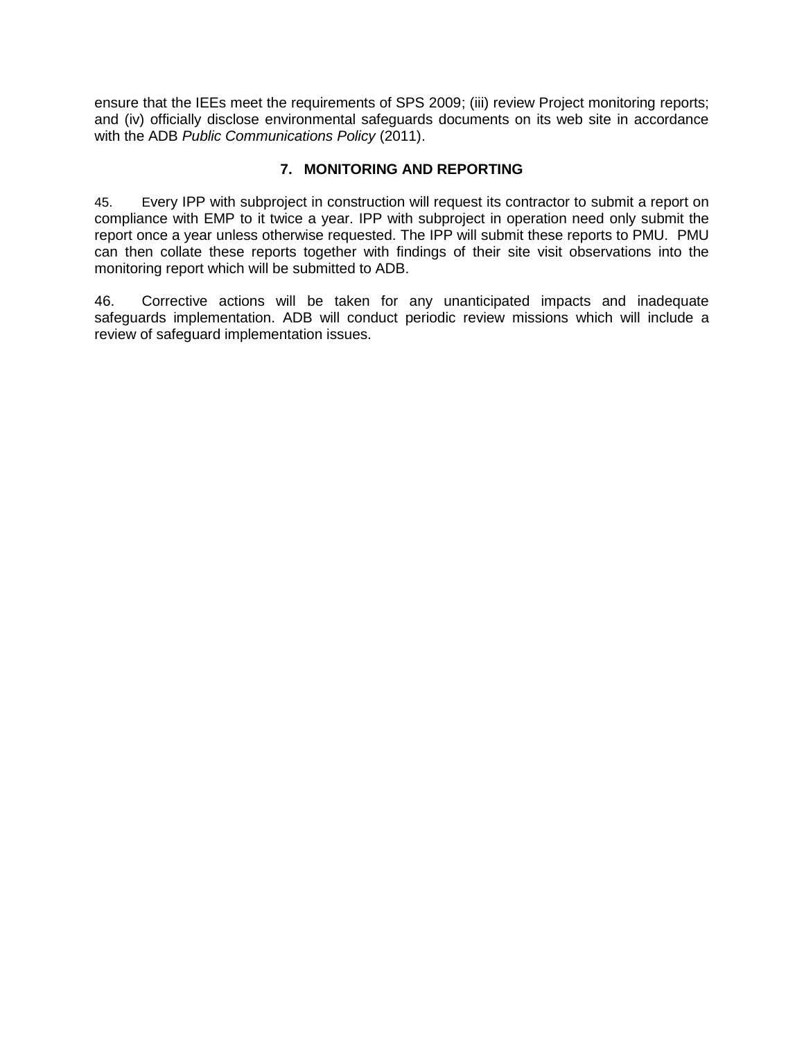ensure that the IEEs meet the requirements of SPS 2009; (iii) review Project monitoring reports; and (iv) officially disclose environmental safeguards documents on its web site in accordance with the ADB *Public Communications Policy* (2011).

## 7. MONITORING AND REPORTING

45. Every IPP with subproject in construction will request its contractor to submit a report on compliance with EMP to it twice a year. IPP with subproject in operation need only submit the report once a year unless otherwise requested. The IPP will submit these reports to PMU. PMU can then collate these reports together with findings of their site visit observations into the monitoring report which will be submitted to ADB.

46. Corrective actions will be taken for any unanticipated impacts and inadequate safeguards implementation. ADB will conduct periodic review missions which will include a review of safeguard implementation issues.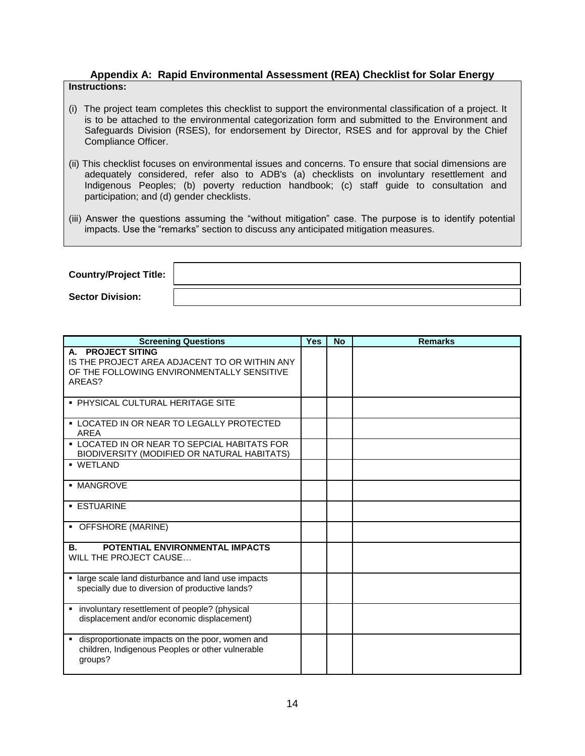## Appendix A: Rapid Environmental Assessment (REA) Checklist for Solar Energy

**Instructions:**

(i) The project team completes this checklist to support the environmental classification of a project. It is to be attached to the environmental categorization form and submitted to the Environment and Safeguards Division (RSES), for endorsement by Director, RSES and for approval by the Chief Compliance Officer.

(ii) This checklist focuses on environmental issues and concerns. To ensure that social dimensions are adequately considered, refer also to ADB's (a) checklists on involuntary resettlement and Indigenous Peoples; (b) poverty reduction handbook; (c) staff guide to consultation and participation; and (d) gender checklists.

(iii) Answer the questions assuming the "without mitigation" case. The purpose is to identify potential impacts. Use the "remarks" section to discuss any anticipated mitigation measures.

| | |
|---|---|
| **Country/Project Title:** | |
| **Sector Division:** | |

| Screening Questions | Yes | No | Remarks |
|---|---|---|---|
| **A. PROJECT SITING**<br>IS THE PROJECT AREA ADJACENT TO OR WITHIN ANY OF THE FOLLOWING ENVIRONMENTALLY SENSITIVE AREAS? | | | |
| ▪ PHYSICAL CULTURAL HERITAGE SITE | | | |
| ▪ LOCATED IN OR NEAR TO LEGALLY PROTECTED AREA | | | |
| ▪ LOCATED IN OR NEAR TO SEPCIAL HABITATS FOR BIODIVERSITY (MODIFIED OR NATURAL HABITATS) | | | |
| ▪ WETLAND | | | |
| ▪ MANGROVE | | | |
| ▪ ESTUARINE | | | |
| ▪ OFFSHORE (MARINE) | | | |
| **B. POTENTIAL ENVIRONMENTAL IMPACTS**<br>WILL THE PROJECT CAUSE… | | | |
| ▪ large scale land disturbance and land use impacts specially due to diversion of productive lands? | | | |
| ▪ involuntary resettlement of people? (physical displacement and/or economic displacement) | | | |
| ▪ disproportionate impacts on the poor, women and children, Indigenous Peoples or other vulnerable groups? | | | |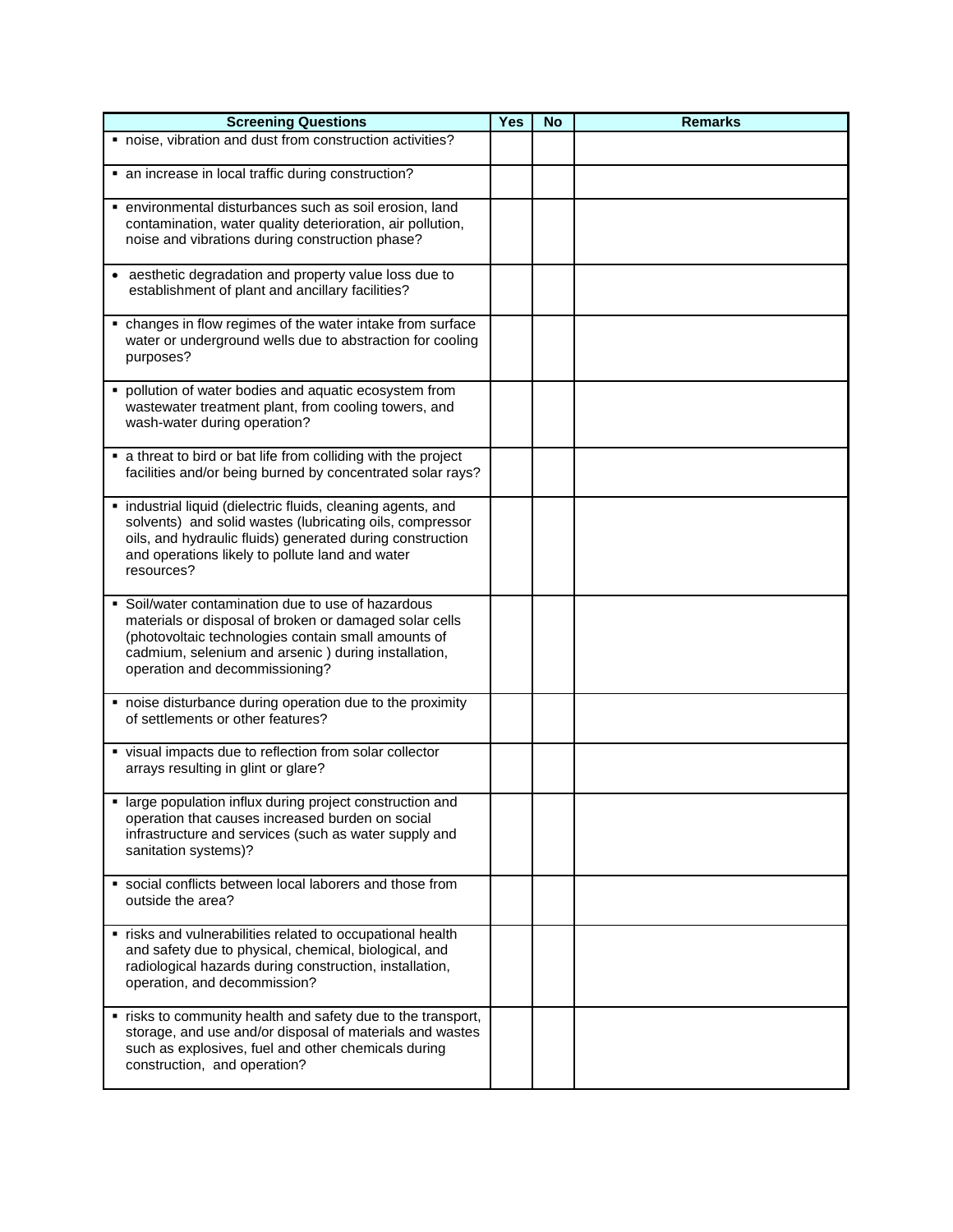| Screening Questions | Yes | No | Remarks |
|---|---|---|---|
| ▪ noise, vibration and dust from construction activities? | | | |
| ▪ an increase in local traffic during construction? | | | |
| ▪ environmental disturbances such as soil erosion, land contamination, water quality deterioration, air pollution, noise and vibrations during construction phase? | | | |
| • aesthetic degradation and property value loss due to establishment of plant and ancillary facilities? | | | |
| ▪ changes in flow regimes of the water intake from surface water or underground wells due to abstraction for cooling purposes? | | | |
| ▪ pollution of water bodies and aquatic ecosystem from wastewater treatment plant, from cooling towers, and wash-water during operation? | | | |
| ▪ a threat to bird or bat life from colliding with the project facilities and/or being burned by concentrated solar rays? | | | |
| ▪ industrial liquid (dielectric fluids, cleaning agents, and solvents) and solid wastes (lubricating oils, compressor oils, and hydraulic fluids) generated during construction and operations likely to pollute land and water resources? | | | |
| ▪ Soil/water contamination due to use of hazardous materials or disposal of broken or damaged solar cells (photovoltaic technologies contain small amounts of cadmium, selenium and arsenic ) during installation, operation and decommissioning? | | | |
| ▪ noise disturbance during operation due to the proximity of settlements or other features? | | | |
| ▪ visual impacts due to reflection from solar collector arrays resulting in glint or glare? | | | |
| ▪ large population influx during project construction and operation that causes increased burden on social infrastructure and services (such as water supply and sanitation systems)? | | | |
| ▪ social conflicts between local laborers and those from outside the area? | | | |
| ▪ risks and vulnerabilities related to occupational health and safety due to physical, chemical, biological, and radiological hazards during construction, installation, operation, and decommission? | | | |
| ▪ risks to community health and safety due to the transport, storage, and use and/or disposal of materials and wastes such as explosives, fuel and other chemicals during construction, and operation? | | | |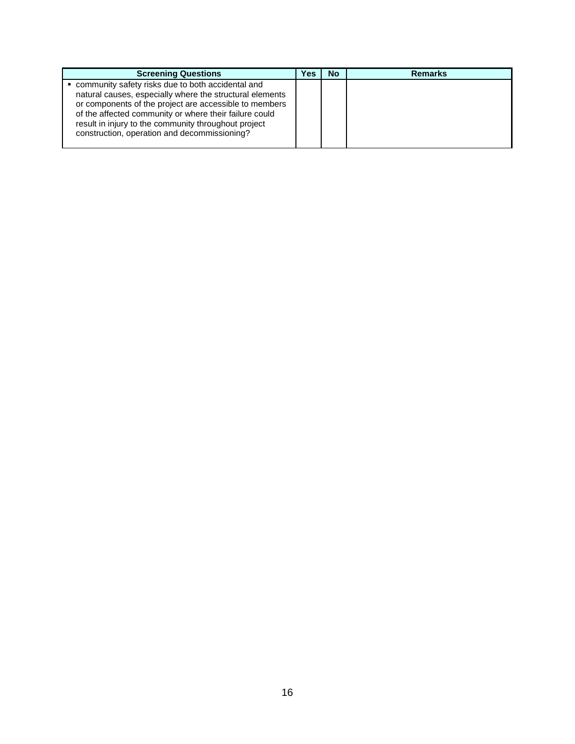| Screening Questions | Yes | No | Remarks |
| --- | --- | --- | --- |
| ▪ community safety risks due to both accidental and natural causes, especially where the structural elements or components of the project are accessible to members of the affected community or where their failure could result in injury to the community throughout project construction, operation and decommissioning? | | | |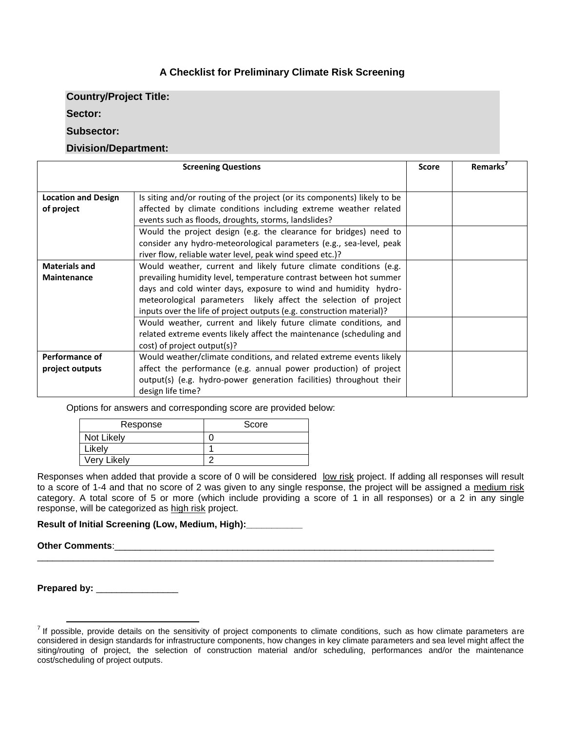## A Checklist for Preliminary Climate Risk Screening

**Country/Project Title:**

**Sector:**

**Subsector:**

**Division/Department:**

| Screening Questions | | Score | Remarks[7] |
|---|---|---|---|
| **Location and Design of project** | Is siting and/or routing of the project (or its components) likely to be affected by climate conditions including extreme weather related events such as floods, droughts, storms, landslides? | | |
| | Would the project design (e.g. the clearance for bridges) need to consider any hydro-meteorological parameters (e.g., sea-level, peak river flow, reliable water level, peak wind speed etc.)? | | |
| **Materials and Maintenance** | Would weather, current and likely future climate conditions (e.g. prevailing humidity level, temperature contrast between hot summer days and cold winter days, exposure to wind and humidity hydro-meteorological parameters likely affect the selection of project inputs over the life of project outputs (e.g. construction material)? | | |
| | Would weather, current and likely future climate conditions, and related extreme events likely affect the maintenance (scheduling and cost) of project output(s)? | | |
| **Performance of project outputs** | Would weather/climate conditions, and related extreme events likely affect the performance (e.g. annual power production) of project output(s) (e.g. hydro-power generation facilities) throughout their design life time? | | |

Options for answers and corresponding score are provided below:

| Response | Score |
|---|---|
| Not Likely | 0 |
| Likely | 1 |
| Very Likely | 2 |

Responses when added that provide a score of 0 will be considered low risk project. If adding all responses will result to a score of 1-4 and that no score of 2 was given to any single response, the project will be assigned a medium risk category. A total score of 5 or more (which include providing a score of 1 in all responses) or a 2 in any single response, will be categorized as high risk project.

**Result of Initial Screening (Low, Medium, High):**___________

**Other Comments**:_____________________________________________________________________________

_____________________________________________________________________________________________

**Prepared by:** ________________

[7] If possible, provide details on the sensitivity of project components to climate conditions, such as how climate parameters are considered in design standards for infrastructure components, how changes in key climate parameters and sea level might affect the siting/routing of project, the selection of construction material and/or scheduling, performances and/or the maintenance cost/scheduling of project outputs.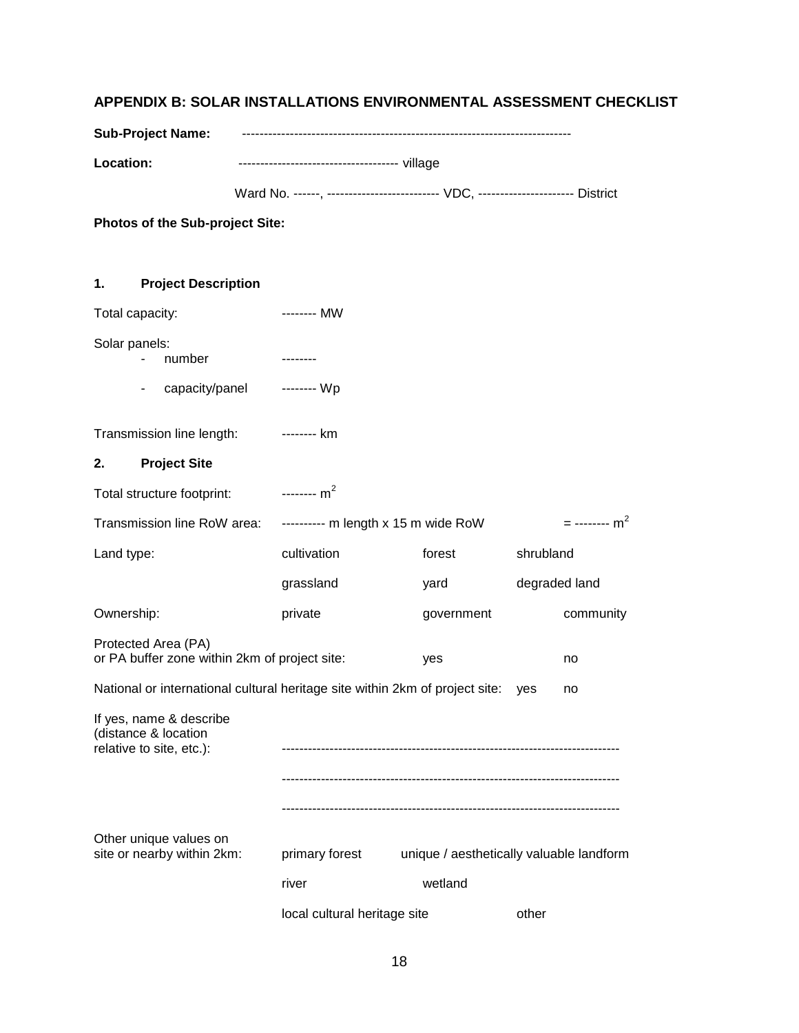## APPENDIX B: SOLAR INSTALLATIONS ENVIRONMENTAL ASSESSMENT CHECKLIST

**Sub-Project Name:** ---------------------------------------------------------------------------

**Location:** ------------------------------------ village

Ward No. ------, ------------------------- VDC, --------------------- District

**Photos of the Sub-project Site:**

### 1. Project Description

Total capacity: -------- MW

Solar panels:

- number --------
- capacity/panel -------- Wp

Transmission line length: -------- km

### 2. Project Site

Total structure footprint: -------- $m^2$

Transmission line RoW area: ---------- m length x 15 m wide RoW = -------- $m^2$

| | | | |
|---|---|---|---|
| Land type: | cultivation | forest | shrubland |
| | grassland | yard | degraded land |
| Ownership: | private | government | community |

Protected Area (PA) or PA buffer zone within 2km of project site: yes no

National or international cultural heritage site within 2km of project site: yes no

If yes, name & describe (distance & location relative to site, etc.): ---------------------------------------------------------------------------

---------------------------------------------------------------------------

---------------------------------------------------------------------------

| | | |
|---|---|---|
| Other unique values on site or nearby within 2km: | primary forest | unique / aesthetically valuable landform |
| | river | wetland |
| | local cultural heritage site | other |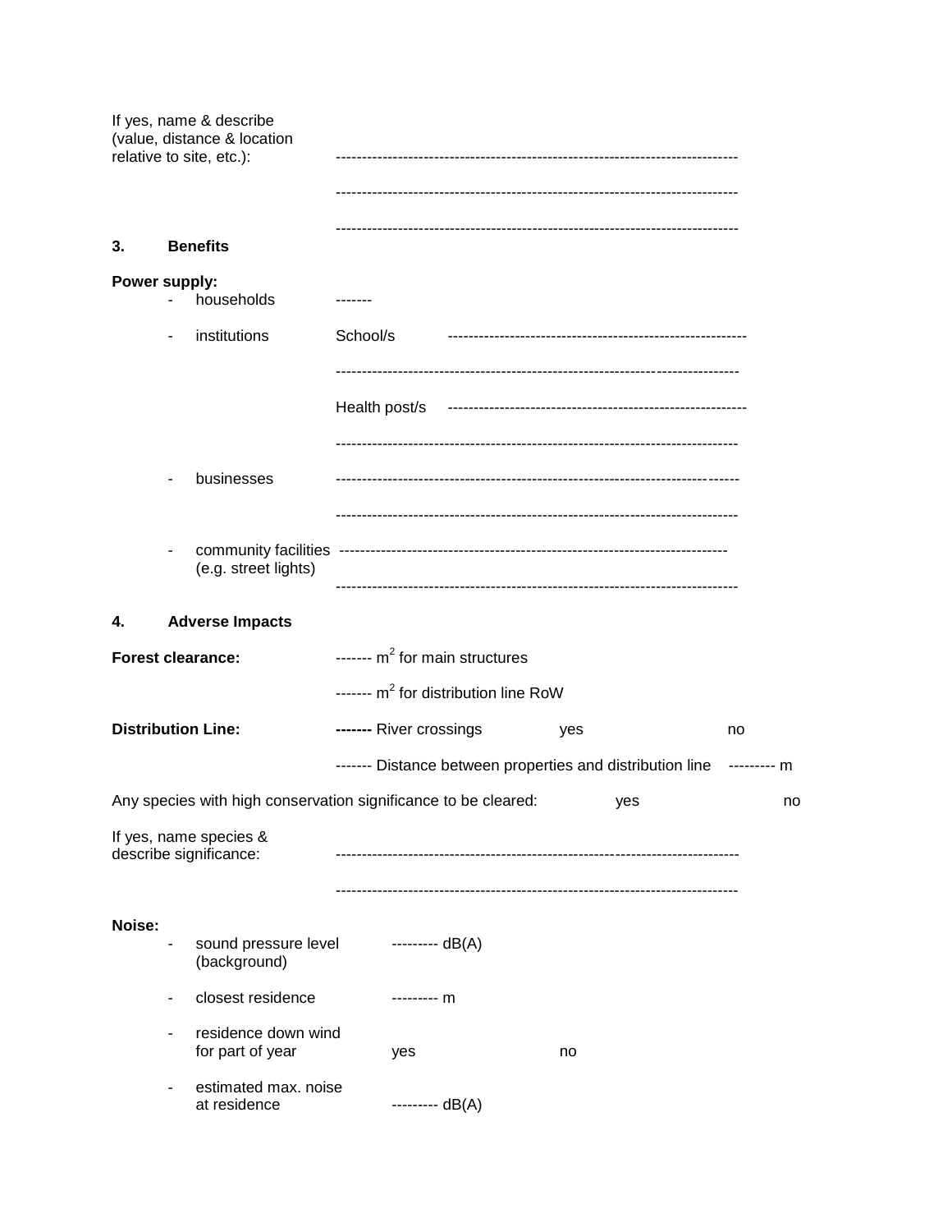If yes, name & describe (value, distance & location relative to site, etc.): -----------------------------------------------------------------------------

-----------------------------------------------------------------------------

-----------------------------------------------------------------------------

## 3. Benefits

**Power supply:**

- households -------
- institutions School/s ---------------------------------------------------------

  -----------------------------------------------------------------------------

  Health post/s ---------------------------------------------------------

  -----------------------------------------------------------------------------
- businesses -----------------------------------------------------------------------------

  -----------------------------------------------------------------------------
- community facilities (e.g. street lights) ---------------------------------------------------------------------------

  -----------------------------------------------------------------------------

## 4. Adverse Impacts

**Forest clearance:** ------- $m^2$ for main structures

------- $m^2$ for distribution line RoW

**Distribution Line:** **-------** River crossings yes no

------- Distance between properties and distribution line --------- m

Any species with high conservation significance to be cleared: yes no

If yes, name species & describe significance: -----------------------------------------------------------------------------

-----------------------------------------------------------------------------

**Noise:**

- sound pressure level (background) --------- dB(A)
- closest residence --------- m
- residence down wind for part of year yes no
- estimated max. noise at residence --------- dB(A)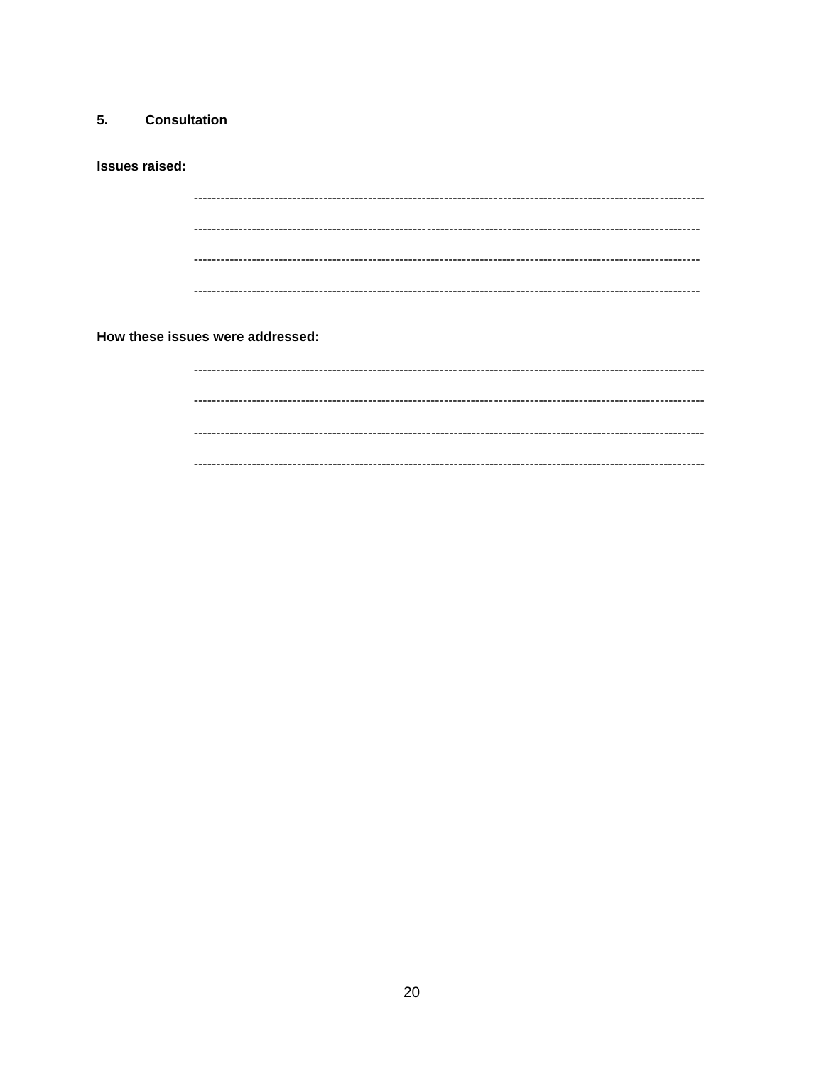## 5. Consultation

**Issues raised:**

--------------------------------------------------------------------------------------------------------------------

--------------------------------------------------------------------------------------------------------------------

--------------------------------------------------------------------------------------------------------------------

--------------------------------------------------------------------------------------------------------------------

**How these issues were addressed:**

--------------------------------------------------------------------------------------------------------------------

--------------------------------------------------------------------------------------------------------------------

--------------------------------------------------------------------------------------------------------------------

--------------------------------------------------------------------------------------------------------------------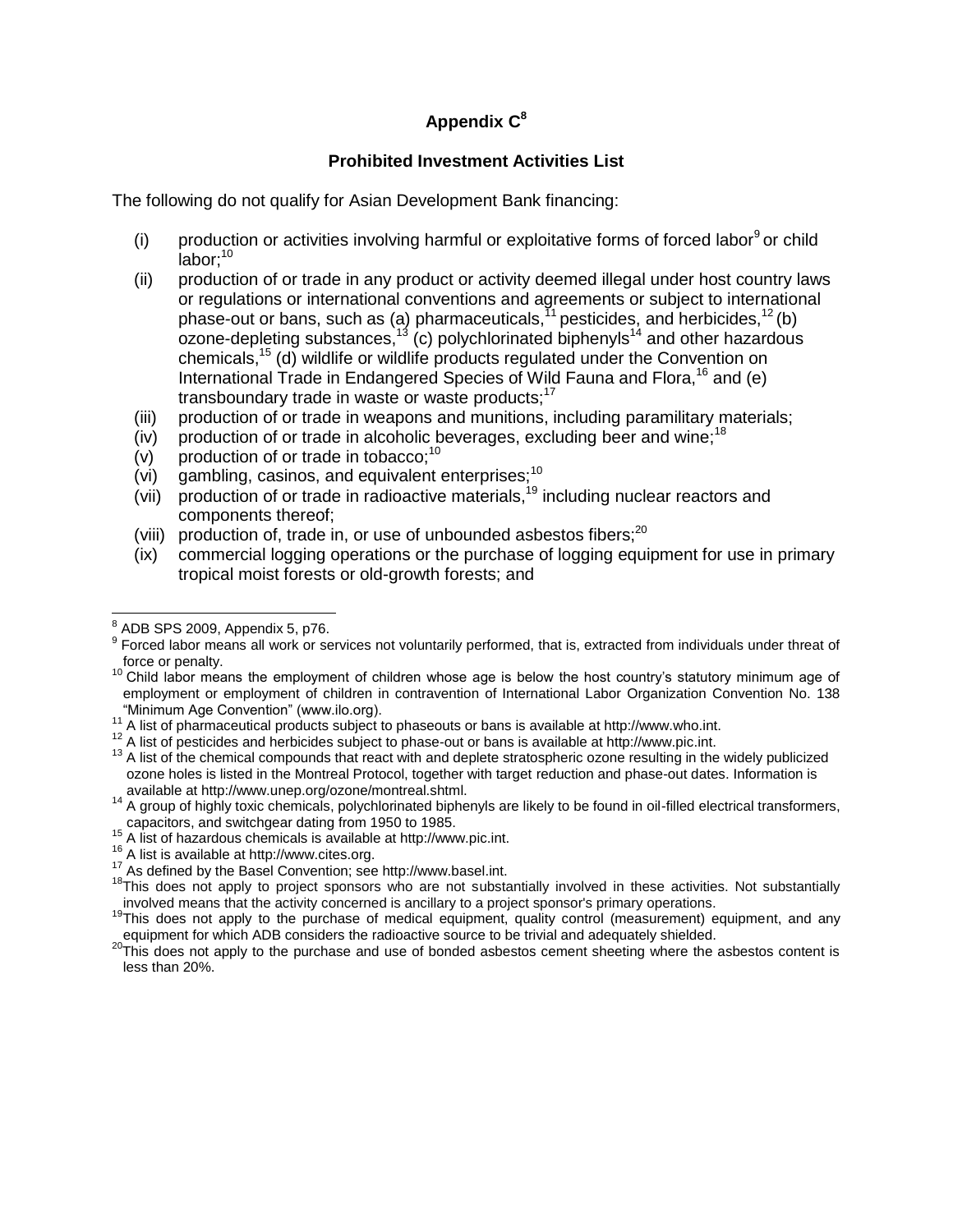# Appendix C[8]

## Prohibited Investment Activities List

The following do not qualify for Asian Development Bank financing:

- (i) production or activities involving harmful or exploitative forms of forced labor[9] or child labor;[10]
- (ii) production of or trade in any product or activity deemed illegal under host country laws or regulations or international conventions and agreements or subject to international phase-out or bans, such as (a) pharmaceuticals,[11] pesticides, and herbicides,[12] (b) ozone-depleting substances,[13] (c) polychlorinated biphenyls[14] and other hazardous chemicals,[15] (d) wildlife or wildlife products regulated under the Convention on International Trade in Endangered Species of Wild Fauna and Flora,[16] and (e) transboundary trade in waste or waste products;[17]
- (iii) production of or trade in weapons and munitions, including paramilitary materials;
- (iv) production of or trade in alcoholic beverages, excluding beer and wine;[18]
- (v) production of or trade in tobacco;[10]
- (vi) gambling, casinos, and equivalent enterprises;[10]
- (vii) production of or trade in radioactive materials,[19] including nuclear reactors and components thereof;
- (viii) production of, trade in, or use of unbounded asbestos fibers;[20]
- (ix) commercial logging operations or the purchase of logging equipment for use in primary tropical moist forests or old-growth forests; and

---

[8] ADB SPS 2009, Appendix 5, p76.

[9] Forced labor means all work or services not voluntarily performed, that is, extracted from individuals under threat of force or penalty.

[10] Child labor means the employment of children whose age is below the host country's statutory minimum age of employment or employment of children in contravention of International Labor Organization Convention No. 138 "Minimum Age Convention" (www.ilo.org).

[11] A list of pharmaceutical products subject to phaseouts or bans is available at http://www.who.int.

[12] A list of pesticides and herbicides subject to phase-out or bans is available at http://www.pic.int.

[13] A list of the chemical compounds that react with and deplete stratospheric ozone resulting in the widely publicized ozone holes is listed in the Montreal Protocol, together with target reduction and phase-out dates. Information is available at http://www.unep.org/ozone/montreal.shtml.

[14] A group of highly toxic chemicals, polychlorinated biphenyls are likely to be found in oil-filled electrical transformers, capacitors, and switchgear dating from 1950 to 1985.

[15] A list of hazardous chemicals is available at http://www.pic.int.

[16] A list is available at http://www.cites.org.

[17] As defined by the Basel Convention; see http://www.basel.int.

[18] This does not apply to project sponsors who are not substantially involved in these activities. Not substantially involved means that the activity concerned is ancillary to a project sponsor's primary operations.

[19] This does not apply to the purchase of medical equipment, quality control (measurement) equipment, and any equipment for which ADB considers the radioactive source to be trivial and adequately shielded.

[20] This does not apply to the purchase and use of bonded asbestos cement sheeting where the asbestos content is less than 20%.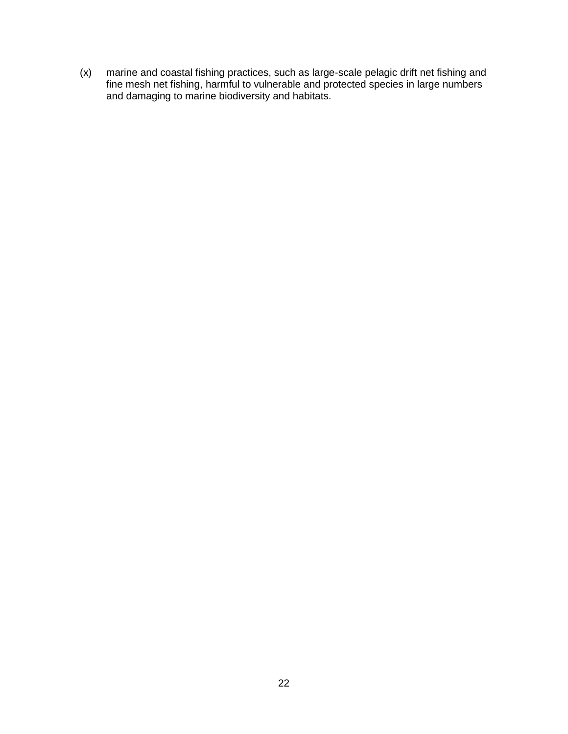(x) marine and coastal fishing practices, such as large-scale pelagic drift net fishing and fine mesh net fishing, harmful to vulnerable and protected species in large numbers and damaging to marine biodiversity and habitats.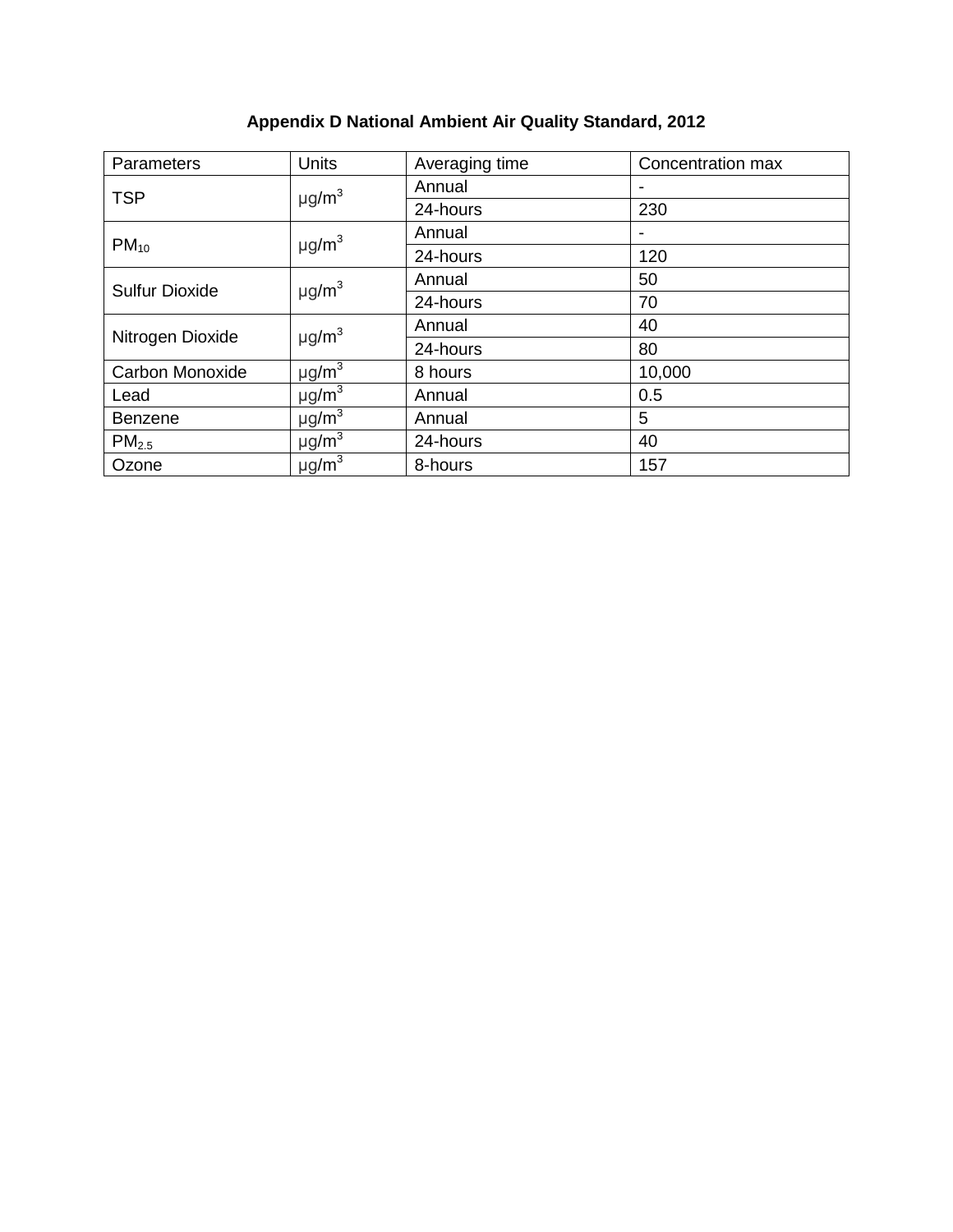**Appendix D National Ambient Air Quality Standard, 2012**

| Parameters | Units | Averaging time | Concentration max |
|---|---|---|---|
| TSP | μg/m$^3$ | Annual | - |
| | | 24-hours | 230 |
| $PM_{10}$ | μg/m$^3$ | Annual | - |
| | | 24-hours | 120 |
| Sulfur Dioxide | μg/m$^3$ | Annual | 50 |
| | | 24-hours | 70 |
| Nitrogen Dioxide | μg/m$^3$ | Annual | 40 |
| | | 24-hours | 80 |
| Carbon Monoxide | μg/m$^3$ | 8 hours | 10,000 |
| Lead | μg/m$^3$ | Annual | 0.5 |
| Benzene | μg/m$^3$ | Annual | 5 |
| $PM_{2.5}$ | μg/m$^3$ | 24-hours | 40 |
| Ozone | μg/m$^3$ | 8-hours | 157 |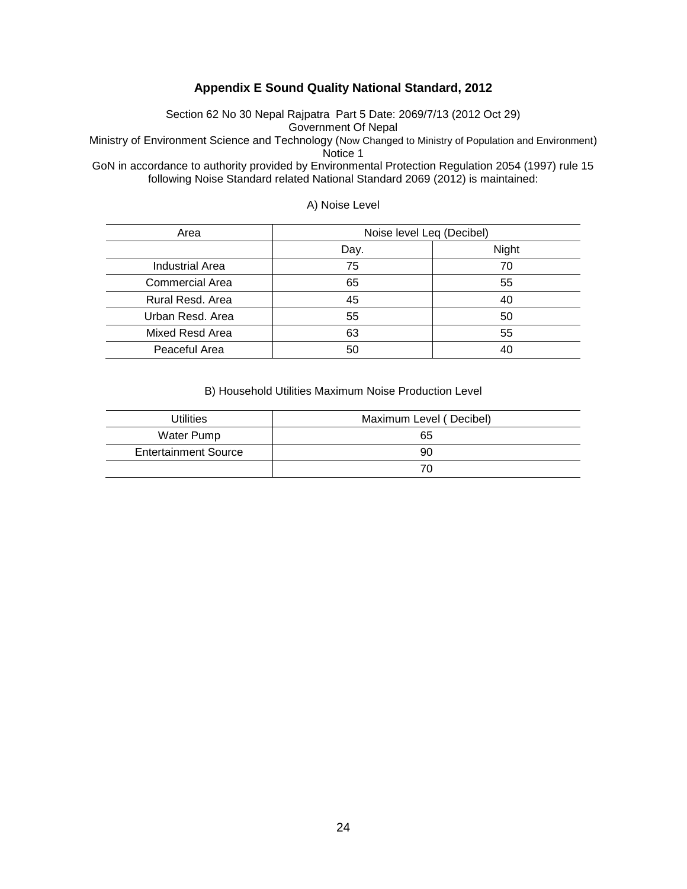## Appendix E Sound Quality National Standard, 2012

Section 62 No 30 Nepal Rajpatra Part 5 Date: 2069/7/13 (2012 Oct 29)
Government Of Nepal
Ministry of Environment Science and Technology (Now Changed to Ministry of Population and Environment)
Notice 1
GoN in accordance to authority provided by Environmental Protection Regulation 2054 (1997) rule 15 following Noise Standard related National Standard 2069 (2012) is maintained:

A) Noise Level

| Area | Noise level Leq (Decibel) | |
|---|---|---|
| | Day. | Night |
| Industrial Area | 75 | 70 |
| Commercial Area | 65 | 55 |
| Rural Resd. Area | 45 | 40 |
| Urban Resd. Area | 55 | 50 |
| Mixed Resd Area | 63 | 55 |
| Peaceful Area | 50 | 40 |

B) Household Utilities Maximum Noise Production Level

| Utilities | Maximum Level ( Decibel) |
|---|---|
| Water Pump | 65 |
| Entertainment Source | 90 |
| | 70 |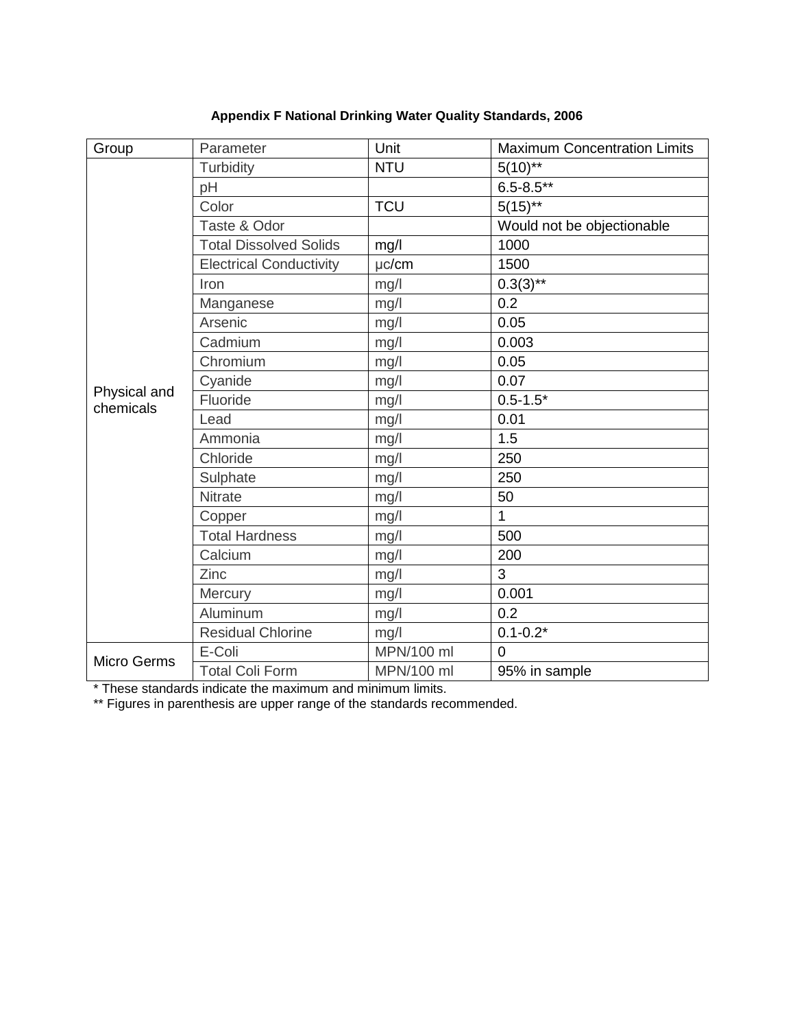**Appendix F National Drinking Water Quality Standards, 2006**

| Group | Parameter | Unit | Maximum Concentration Limits |
|---|---|---|---|
| Physical and chemicals | Turbidity | NTU | 5(10)** |
| | pH | | 6.5-8.5** |
| | Color | TCU | 5(15)** |
| | Taste & Odor | | Would not be objectionable |
| | Total Dissolved Solids | mg/l | 1000 |
| | Electrical Conductivity | μc/cm | 1500 |
| | Iron | mg/l | 0.3(3)** |
| | Manganese | mg/l | 0.2 |
| | Arsenic | mg/l | 0.05 |
| | Cadmium | mg/l | 0.003 |
| | Chromium | mg/l | 0.05 |
| | Cyanide | mg/l | 0.07 |
| | Fluoride | mg/l | 0.5-1.5* |
| | Lead | mg/l | 0.01 |
| | Ammonia | mg/l | 1.5 |
| | Chloride | mg/l | 250 |
| | Sulphate | mg/l | 250 |
| | Nitrate | mg/l | 50 |
| | Copper | mg/l | 1 |
| | Total Hardness | mg/l | 500 |
| | Calcium | mg/l | 200 |
| | Zinc | mg/l | 3 |
| | Mercury | mg/l | 0.001 |
| | Aluminum | mg/l | 0.2 |
| | Residual Chlorine | mg/l | 0.1-0.2* |
| Micro Germs | E-Coli | MPN/100 ml | 0 |
| | Total Coli Form | MPN/100 ml | 95% in sample |

* These standards indicate the maximum and minimum limits.

** Figures in parenthesis are upper range of the standards recommended.